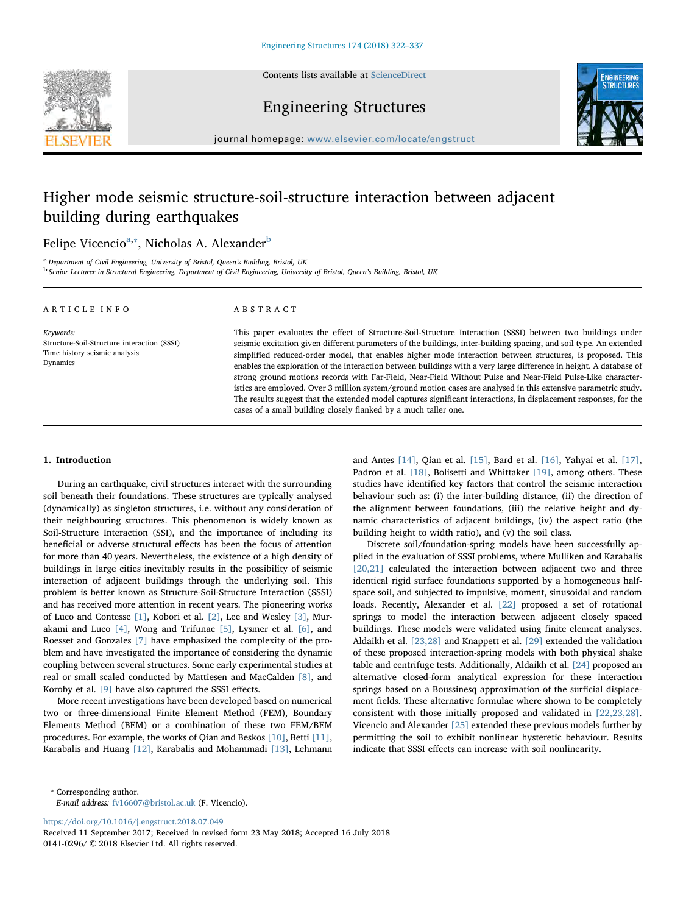# Higher mode seismic structure-soil-structure interaction between adjacent building during earthquakes

Felipe Vicencio[a,*], Nicholas A. Alexander[b]

[a] Department of Civil Engineering, University of Bristol, Queen's Building, Bristol, UK

[b] Senior Lecturer in Structural Engineering, Department of Civil Engineering, University of Bristol, Queen's Building, Bristol, UK

## ARTICLE INFO

*Keywords:*
Structure-Soil-Structure interaction (SSSI)
Time history seismic analysis
Dynamics

## ABSTRACT

This paper evaluates the effect of Structure-Soil-Structure Interaction (SSSI) between two buildings under seismic excitation given different parameters of the buildings, inter-building spacing, and soil type. An extended simplified reduced-order model, that enables higher mode interaction between structures, is proposed. This enables the exploration of the interaction between buildings with a very large difference in height. A database of strong ground motions records with Far-Field, Near-Field Without Pulse and Near-Field Pulse-Like characteristics are employed. Over 3 million system/ground motion cases are analysed in this extensive parametric study. The results suggest that the extended model captures significant interactions, in displacement responses, for the cases of a small building closely flanked by a much taller one.

## 1. Introduction

During an earthquake, civil structures interact with the surrounding soil beneath their foundations. These structures are typically analysed (dynamically) as singleton structures, i.e. without any consideration of their neighbouring structures. This phenomenon is widely known as Soil-Structure Interaction (SSI), and the importance of including its beneficial or adverse structural effects has been the focus of attention for more than 40 years. Nevertheless, the existence of a high density of buildings in large cities inevitably results in the possibility of seismic interaction of adjacent buildings through the underlying soil. This problem is better known as Structure-Soil-Structure Interaction (SSSI) and has received more attention in recent years. The pioneering works of Luco and Contesse [1], Kobori et al. [2], Lee and Wesley [3], Murakami and Luco [4], Wong and Trifunac [5], Lysmer et al. [6], and Roesset and Gonzales [7] have emphasized the complexity of the problem and have investigated the importance of considering the dynamic coupling between several structures. Some early experimental studies at real or small scaled conducted by Mattiesen and MacCalden [8], and Koroby et al. [9] have also captured the SSSI effects.

More recent investigations have been developed based on numerical two or three-dimensional Finite Element Method (FEM), Boundary Elements Method (BEM) or a combination of these two FEM/BEM procedures. For example, the works of Qian and Beskos [10], Betti [11], Karabalis and Huang [12], Karabalis and Mohammadi [13], Lehmann and Antes [14], Qian et al. [15], Bard et al. [16], Yahyai et al. [17], Padron et al. [18], Bolisetti and Whittaker [19], among others. These studies have identified key factors that control the seismic interaction behaviour such as: (i) the inter-building distance, (ii) the direction of the alignment between foundations, (iii) the relative height and dynamic characteristics of adjacent buildings, (iv) the aspect ratio (the building height to width ratio), and (v) the soil class.

Discrete soil/foundation-spring models have been successfully applied in the evaluation of SSSI problems, where Mulliken and Karabalis [20,21] calculated the interaction between adjacent two and three identical rigid surface foundations supported by a homogeneous half-space soil, and subjected to impulsive, moment, sinusoidal and random loads. Recently, Alexander et al. [22] proposed a set of rotational springs to model the interaction between adjacent closely spaced buildings. These models were validated using finite element analyses. Aldaikh et al. [23,28] and Knappett et al. [29] extended the validation of these proposed interaction-spring models with both physical shake table and centrifuge tests. Additionally, Aldaikh et al. [24] proposed an alternative closed-form analytical expression for these interaction springs based on a Boussinesq approximation of the surficial displacement fields. These alternative formulae where shown to be completely consistent with those initially proposed and validated in [22,23,28]. Vicencio and Alexander [25] extended these previous models further by permitting the soil to exhibit nonlinear hysteretic behaviour. Results indicate that SSSI effects can increase with soil nonlinearity.

* Corresponding author.
*E-mail address:* fv16607@bristol.ac.uk (F. Vicencio).

https://doi.org/10.1016/j.engstruct.2018.07.049
Received 11 September 2017; Received in revised form 23 May 2018; Accepted 16 July 2018
0141-0296/ © 2018 Elsevier Ltd. All rights reserved.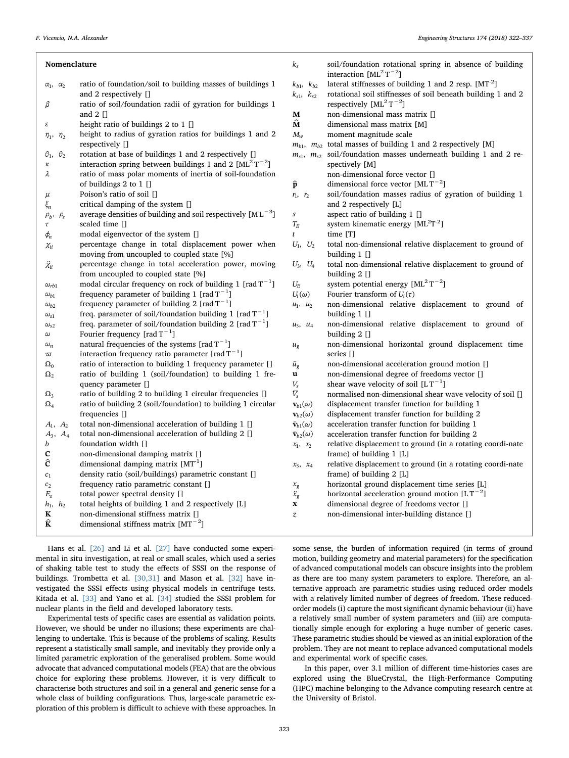## Nomenclature

| Symbol | Description |
|---|---|
| $\alpha_1$, $\alpha_2$ | ratio of foundation/soil to building masses of buildings 1 and 2 respectively [] |
| $\beta$ | ratio of soil/foundation radii of gyration for buildings 1 and 2 [] |
| $\varepsilon$ | height ratio of buildings 2 to 1 [] |
| $\eta_1$, $\eta_2$ | height to radius of gyration ratios for buildings 1 and 2 respectively [] |
| $\theta_1$, $\theta_2$ | rotation at base of buildings 1 and 2 respectively [] |
| $\kappa$ | interaction spring between buildings 1 and 2 [$\mathrm{ML^2T^{-2}}$] |
| $\lambda$ | ratio of mass polar moments of inertia of soil-foundation of buildings 2 to 1 [] |
| $\mu$ | Poison's ratio of soil [] |
| $\xi_n$ | critical damping of the system [] |
| $\rho_b$, $\rho_s$ | average densities of building and soil respectively [$\mathrm{M\,L^{-3}}$] |
| $\tau$ | scaled time [] |
| $\phi_n$ | modal eigenvector of the system [] |
| $\chi_{ii}$ | percentage change in total displacement power when moving from uncoupled to coupled state [%] |
| $\ddot{\chi}_{ii}$ | percentage change in total acceleration power, moving from uncoupled to coupled state [%] |
| $\omega_{rb1}$ | modal circular frequency on rock of building 1 [$\mathrm{rad\,T^{-1}}$] |
| $\omega_{b1}$ | frequency parameter of building 1 [$\mathrm{rad\,T^{-1}}$] |
| $\omega_{b2}$ | frequency parameter of building 2 [$\mathrm{rad\,T^{-1}}$] |
| $\omega_{s1}$ | freq. parameter of soil/foundation building 1 [$\mathrm{rad\,T^{-1}}$] |
| $\omega_{s2}$ | freq. parameter of soil/foundation building 2 [$\mathrm{rad\,T^{-1}}$] |
| $\omega$ | Fourier frequency [$\mathrm{rad\,T^{-1}}$] |
| $\omega_n$ | natural frequencies of the systems [$\mathrm{rad\,T^{-1}}$] |
| $\varpi$ | interaction frequency ratio parameter [$\mathrm{rad\,T^{-1}}$] |
| $\Omega_0$ | ratio of interaction to building 1 frequency parameter [] |
| $\Omega_2$ | ratio of building 1 (soil/foundation) to building 1 frequency parameter [] |
| $\Omega_3$ | ratio of building 2 to building 1 circular frequencies [] |
| $\Omega_4$ | ratio of building 2 (soil/foundation) to building 1 circular frequencies [] |
| $A_1$, $A_2$ | total non-dimensional acceleration of building 1 [] |
| $A_3$, $A_4$ | total non-dimensional acceleration of building 2 [] |
| $b$ | foundation width [] |
| $\mathbf{C}$ | non-dimensional damping matrix [] |
| $\hat{\mathbf{C}}$ | dimensional damping matrix [$\mathrm{MT^{-1}}$] |
| $c_1$ | density ratio (soil/buildings) parametric constant [] |
| $c_2$ | frequency ratio parametric constant [] |
| $E_s$ | total power spectral density [] |
| $h_1$, $h_2$ | total heights of building 1 and 2 respectively [L] |
| $\mathbf{K}$ | non-dimensional stiffness matrix [] |
| $\hat{\mathbf{K}}$ | dimensional stiffness matrix [$\mathrm{MT^{-2}}$] |
| $k_s$ | soil/foundation rotational spring in absence of building interaction [$\mathrm{ML^2T^{-2}}$] |
| $k_{b1}$, $k_{b2}$ | lateral stiffnesses of building 1 and 2 resp. [$\mathrm{MT^{-2}}$] |
| $k_{s1}$, $k_{s2}$ | rotational soil stiffnesses of soil beneath building 1 and 2 respectively [$\mathrm{ML^2T^{-2}}$] |
| $\mathbf{M}$ | non-dimensional mass matrix [] |
| $\hat{\mathbf{M}}$ | dimensional mass matrix [M] |
| $M_w$ | moment magnitude scale |
| $m_{b1}$, $m_{b2}$ | total masses of building 1 and 2 respectively [M] |
| $m_{s1}$, $m_{s2}$ | soil/foundation masses underneath building 1 and 2 respectively [M] |
| | non-dimensional force vector [] |
| $\hat{\mathbf{p}}$ | dimensional force vector [$\mathrm{ML\,T^{-2}}$] |
| $r_1$, $r_2$ | soil/foundation masses radius of gyration of building 1 and 2 respectively [L] |
| $s$ | aspect ratio of building 1 [] |
| $T_E$ | system kinematic energy [$\mathrm{ML^2T^{-2}}$] |
| $t$ | time [T] |
| $U_1$, $U_2$ | total non-dimensional relative displacement to ground of building 1 [] |
| $U_3$, $U_4$ | total non-dimensional relative displacement to ground of building 2 [] |
| $U_E$ | system potential energy [$\mathrm{ML^2T^{-2}}$] |
| $U_i(\omega)$ | Fourier transform of $U_i(\tau)$ |
| $u_1$, $u_2$ | non-dimensional relative displacement to ground of building 1 [] |
| $u_3$, $u_4$ | non-dimensional relative displacement to ground of building 2 [] |
| $u_g$ | non-dimensional horizontal ground displacement time series [] |
| $\ddot{u}_g$ | non-dimensional acceleration ground motion [] |
| $\mathbf{u}$ | non-dimensional degree of freedoms vector [] |
| $V_s$ | shear wave velocity of soil [$\mathrm{L\,T^{-1}}$] |
| $\overline{V}_s$ | normalised non-dimensional shear wave velocity of soil [] |
| $\mathbf{v}_{b1}(\omega)$ | displacement transfer function for building 1 |
| $\mathbf{v}_{b2}(\omega)$ | displacement transfer function for building 2 |
| $\ddot{\mathbf{v}}_{b1}(\omega)$ | acceleration transfer function for building 1 |
| $\ddot{\mathbf{v}}_{b2}(\omega)$ | acceleration transfer function for building 2 |
| $x_1$, $x_2$ | relative displacement to ground (in a rotating coordi-nate frame) of building 1 [L] |
| $x_3$, $x_4$ | relative displacement to ground (in a rotating coordi-nate frame) of building 2 [L] |
| $x_g$ | horizontal ground displacement time series [L] |
| $\ddot{x}_g$ | horizontal acceleration ground motion [$\mathrm{L\,T^{-2}}$] |
| $\mathbf{x}$ | dimensional degree of freedoms vector [] |
| $z$ | non-dimensional inter-building distance [] |

Hans et al. [26] and Li et al. [27] have conducted some experimental in situ investigation, at real or small scales, which used a series of shaking table test to study the effects of SSSI on the response of buildings. Trombetta et al. [30,31] and Mason et al. [32] have investigated the SSSI effects using physical models in centrifuge tests. Kitada et al. [33] and Yano et al. [34] studied the SSSI problem for nuclear plants in the field and developed laboratory tests.

Experimental tests of specific cases are essential as validation points. However, we should be under no illusions; these experiments are challenging to undertake. This is because of the problems of scaling. Results represent a statistically small sample, and inevitably they provide only a limited parametric exploration of the generalised problem. Some would advocate that advanced computational models (FEA) that are the obvious choice for exploring these problems. However, it is very difficult to characterise both structures and soil in a general and generic sense for a whole class of building configurations. Thus, large-scale parametric exploration of this problem is difficult to achieve with these approaches. In some sense, the burden of information required (in terms of ground motion, building geometry and material parameters) for the specification of advanced computational models can obscure insights into the problem as there are too many system parameters to explore. Therefore, an alternative approach are parametric studies using reduced order models with a relatively limited number of degrees of freedom. These reduced-order models (i) capture the most significant dynamic behaviour (ii) have a relatively small number of system parameters and (iii) are computationally simple enough for exploring a huge number of generic cases. These parametric studies should be viewed as an initial exploration of the problem. They are not meant to replace advanced computational models and experimental work of specific cases.

In this paper, over 3.1 million of different time-histories cases are explored using the BlueCrystal, the High-Performance Computing (HPC) machine belonging to the Advance computing research centre at the University of Bristol.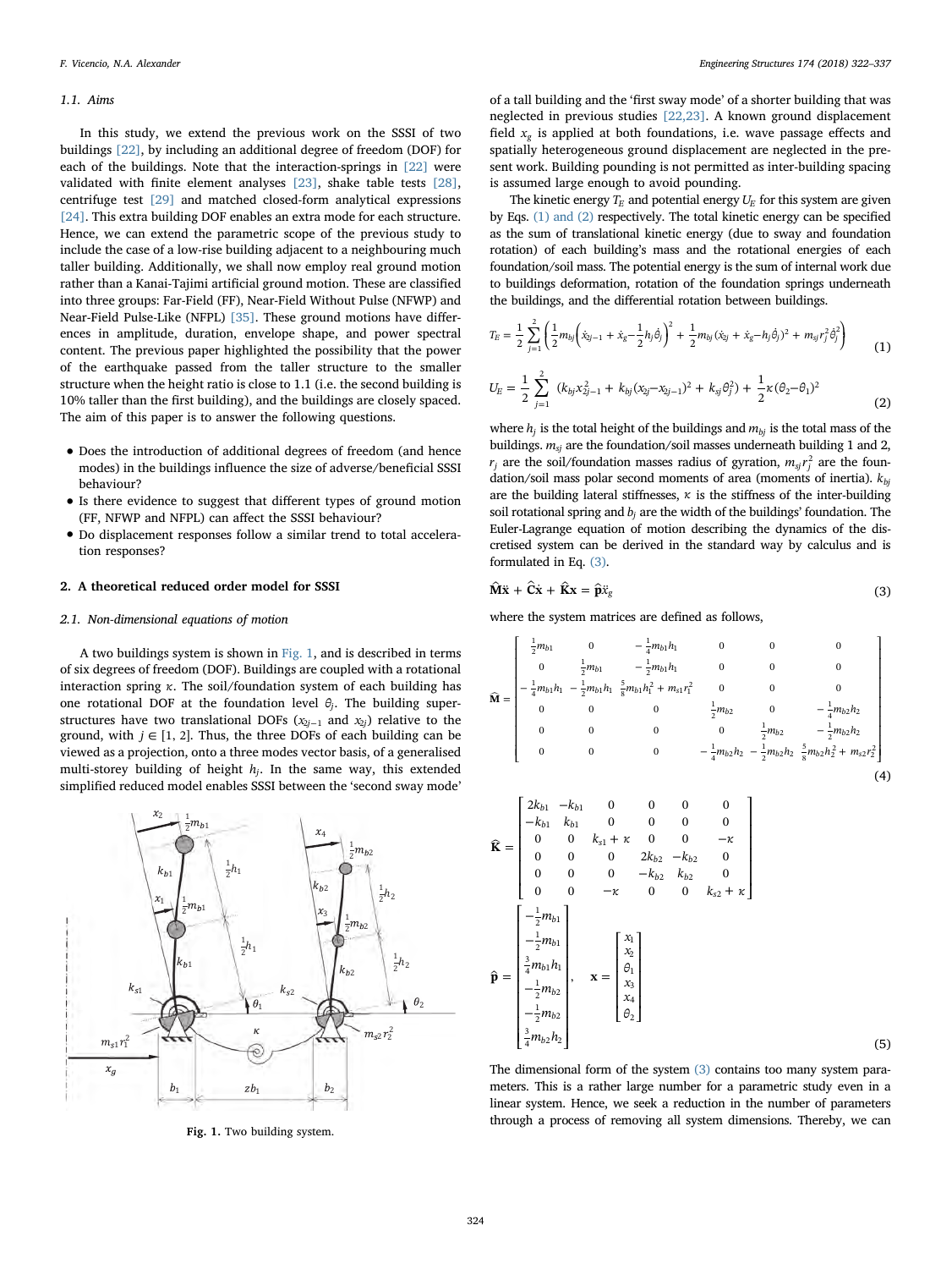### 1.1. Aims

In this study, we extend the previous work on the SSSI of two buildings [22], by including an additional degree of freedom (DOF) for each of the buildings. Note that the interaction-springs in [22] were validated with finite element analyses [23], shake table tests [28], centrifuge test [29] and matched closed-form analytical expressions [24]. This extra building DOF enables an extra mode for each structure. Hence, we can extend the parametric scope of the previous study to include the case of a low-rise building adjacent to a neighbouring much taller building. Additionally, we shall now employ real ground motion rather than a Kanai-Tajimi artificial ground motion. These are classified into three groups: Far-Field (FF), Near-Field Without Pulse (NFWP) and Near-Field Pulse-Like (NFPL) [35]. These ground motions have differences in amplitude, duration, envelope shape, and power spectral content. The previous paper highlighted the possibility that the power of the earthquake passed from the taller structure to the smaller structure when the height ratio is close to 1.1 (i.e. the second building is 10% taller than the first building), and the buildings are closely spaced. The aim of this paper is to answer the following questions.

- Does the introduction of additional degrees of freedom (and hence modes) in the buildings influence the size of adverse/beneficial SSSI behaviour?
- Is there evidence to suggest that different types of ground motion (FF, NFWP and NFPL) can affect the SSSI behaviour?
- Do displacement responses follow a similar trend to total acceleration responses?

## 2. A theoretical reduced order model for SSSI

### 2.1. Non-dimensional equations of motion

A two buildings system is shown in Fig. 1, and is described in terms of six degrees of freedom (DOF). Buildings are coupled with a rotational interaction spring $\kappa$. The soil/foundation system of each building has one rotational DOF at the foundation level $\theta_j$. The building superstructures have two translational DOFs ($x_{2j-1}$ and $x_{2j}$) relative to the ground, with $j \in [1, 2]$. Thus, the three DOFs of each building can be viewed as a projection, onto a three modes vector basis, of a generalised multi-storey building of height $h_j$. In the same way, this extended simplified reduced model enables SSSI between the 'second sway mode' of a tall building and the 'first sway mode' of a shorter building that was neglected in previous studies [22,23]. A known ground displacement field $x_g$ is applied at both foundations, i.e. wave passage effects and spatially heterogeneous ground displacement are neglected in the present work. Building pounding is not permitted as inter-building spacing is assumed large enough to avoid pounding.

Fig. 1. Two building system.

The kinetic energy $T_E$ and potential energy $U_E$ for this system are given by Eqs. (1) and (2) respectively. The total kinetic energy can be specified as the sum of translational kinetic energy (due to sway and foundation rotation) of each building's mass and the rotational energies of each foundation/soil mass. The potential energy is the sum of internal work due to buildings deformation, rotation of the foundation springs underneath the buildings, and the differential rotation between buildings.

$$T_E = \frac{1}{2}\sum_{j=1}^{2}\left(\frac{1}{2}m_{bj}\left(\dot{x}_{2j-1}+\dot{x}_g-\frac{1}{2}h_j\dot{\theta}_j\right)^2+\frac{1}{2}m_{bj}(\dot{x}_{2j}+\dot{x}_g-h_j\dot{\theta}_j)^2+m_{sj}r_j^2\dot{\theta}_j^2\right) \tag{1}$$

$$U_E = \frac{1}{2}\sum_{j=1}^{2}\left(k_{bj}x_{2j-1}^2+k_{bj}(x_{2j}-x_{2j-1})^2+k_{sj}\theta_j^2\right)+\frac{1}{2}\kappa(\theta_2-\theta_1)^2 \tag{2}$$

where $h_j$ is the total height of the buildings and $m_{bj}$ is the total mass of the buildings. $m_{sj}$ are the foundation/soil masses underneath building 1 and 2, $r_j$ are the soil/foundation masses radius of gyration, $m_{sj}r_j^2$ are the foundation/soil mass polar second moments of area (moments of inertia). $k_{bj}$ are the building lateral stiffnesses, $\kappa$ is the stiffness of the inter-building soil rotational spring and $b_j$ are the width of the buildings' foundation. The Euler-Lagrange equation of motion describing the dynamics of the discretised system can be derived in the standard way by calculus and is formulated in Eq. (3).

$$\hat{\mathbf{M}}\ddot{\mathbf{x}}+\hat{\mathbf{C}}\dot{\mathbf{x}}+\hat{\mathbf{K}}\mathbf{x}=\hat{\mathbf{p}}\ddot{x}_g \tag{3}$$

where the system matrices are defined as follows,

$$\hat{\mathbf{M}}=\begin{bmatrix}\frac{1}{2}m_{b1} & 0 & -\frac{1}{4}m_{b1}h_1 & 0 & 0 & 0\\ 0 & \frac{1}{2}m_{b1} & -\frac{1}{2}m_{b1}h_1 & 0 & 0 & 0\\ -\frac{1}{4}m_{b1}h_1 & -\frac{1}{2}m_{b1}h_1 & \frac{5}{8}m_{b1}h_1^2+m_{s1}r_1^2 & 0 & 0 & 0\\ 0 & 0 & 0 & \frac{1}{2}m_{b2} & 0 & -\frac{1}{4}m_{b2}h_2\\ 0 & 0 & 0 & 0 & \frac{1}{2}m_{b2} & -\frac{1}{2}m_{b2}h_2\\ 0 & 0 & 0 & -\frac{1}{4}m_{b2}h_2 & -\frac{1}{2}m_{b2}h_2 & \frac{5}{8}m_{b2}h_2^2+m_{s2}r_2^2\end{bmatrix} \tag{4}$$

$$\hat{\mathbf{K}}=\begin{bmatrix}2k_{b1} & -k_{b1} & 0 & 0 & 0 & 0\\ -k_{b1} & k_{b1} & 0 & 0 & 0 & 0\\ 0 & 0 & k_{s1}+\kappa & 0 & 0 & -\kappa\\ 0 & 0 & 0 & 2k_{b2} & -k_{b2} & 0\\ 0 & 0 & 0 & -k_{b2} & k_{b2} & 0\\ 0 & 0 & -\kappa & 0 & 0 & k_{s2}+\kappa\end{bmatrix}$$

$$\hat{\mathbf{p}}=\begin{bmatrix}-\frac{1}{2}m_{b1}\\ -\frac{1}{2}m_{b1}\\ \frac{3}{4}m_{b1}h_1\\ -\frac{1}{2}m_{b2}\\ -\frac{1}{2}m_{b2}\\ \frac{3}{4}m_{b2}h_2\end{bmatrix},\quad \mathbf{x}=\begin{bmatrix}x_1\\ x_2\\ \theta_1\\ x_3\\ x_4\\ \theta_2\end{bmatrix} \tag{5}$$

The dimensional form of the system (3) contains too many system parameters. This is a rather large number for a parametric study even in a linear system. Hence, we seek a reduction in the number of parameters through a process of removing all system dimensions. Thereby, we can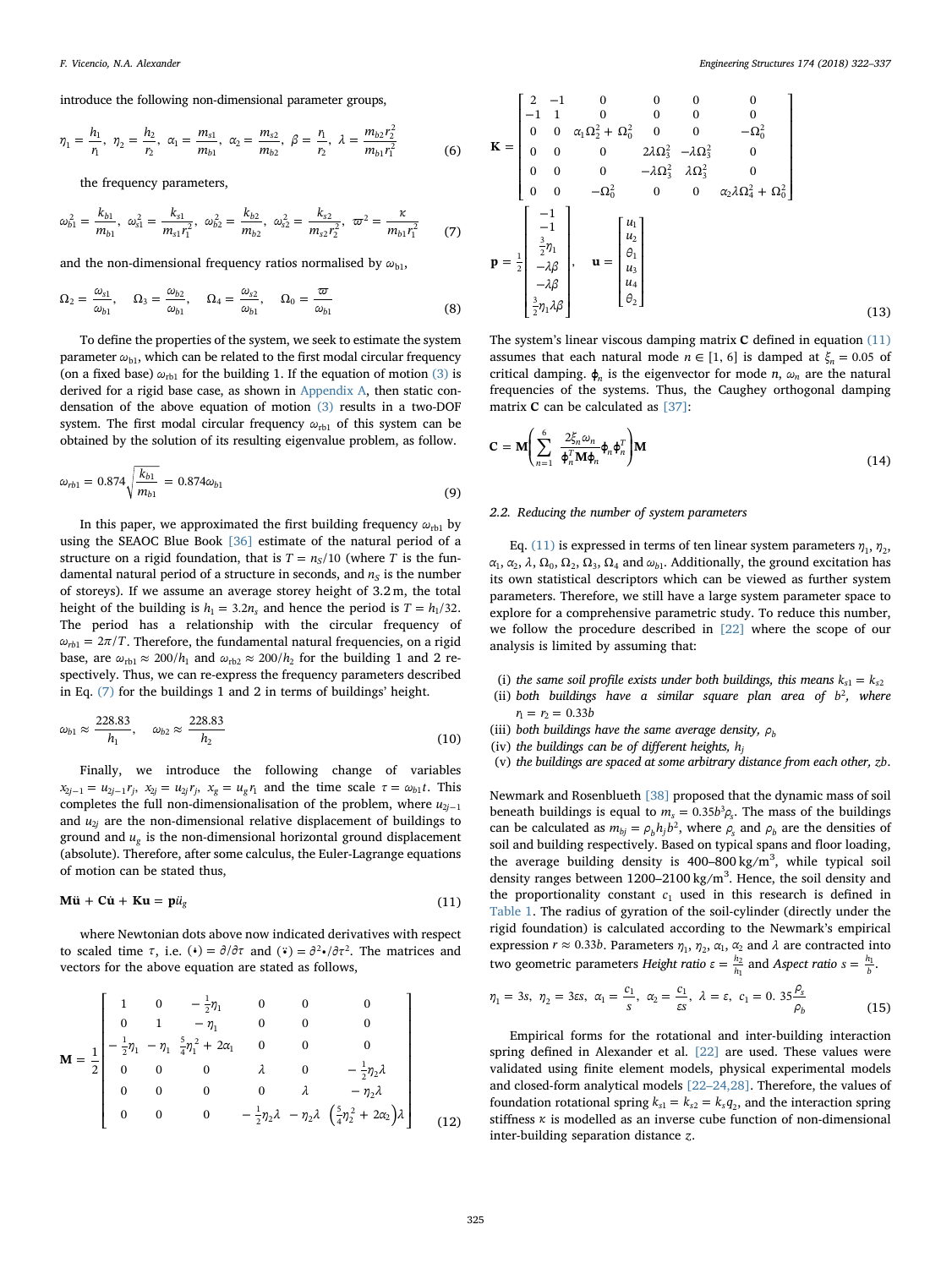introduce the following non-dimensional parameter groups,

$$\eta_1 = \frac{h_1}{r_1},\ \eta_2 = \frac{h_2}{r_2},\ \alpha_1 = \frac{m_{s1}}{m_{b1}},\ \alpha_2 = \frac{m_{s2}}{m_{b2}},\ \beta = \frac{r_1}{r_2},\ \lambda = \frac{m_{b2} r_2^2}{m_{b1} r_1^2} \tag{6}$$

the frequency parameters,

$$\omega_{b1}^2 = \frac{k_{b1}}{m_{b1}},\ \omega_{s1}^2 = \frac{k_{s1}}{m_{s1} r_1^2},\ \omega_{b2}^2 = \frac{k_{b2}}{m_{b2}},\ \omega_{s2}^2 = \frac{k_{s2}}{m_{s2} r_2^2},\ \varpi^2 = \frac{\kappa}{m_{b1} r_1^2} \tag{7}$$

and the non-dimensional frequency ratios normalised by $\omega_{b1}$,

$$\Omega_2 = \frac{\omega_{s1}}{\omega_{b1}},\quad \Omega_3 = \frac{\omega_{b2}}{\omega_{b1}},\quad \Omega_4 = \frac{\omega_{s2}}{\omega_{b1}},\quad \Omega_0 = \frac{\varpi}{\omega_{b1}} \tag{8}$$

To define the properties of the system, we seek to estimate the system parameter $\omega_{b1}$, which can be related to the first modal circular frequency (on a fixed base) $\omega_{rb1}$ for the building 1. If the equation of motion (3) is derived for a rigid base case, as shown in Appendix A, then static condensation of the above equation of motion (3) results in a two-DOF system. The first modal circular frequency $\omega_{rb1}$ of this system can be obtained by the solution of its resulting eigenvalue problem, as follow.

$$\omega_{rb1} = 0.874\sqrt{\frac{k_{b1}}{m_{b1}}} = 0.874\omega_{b1} \tag{9}$$

In this paper, we approximated the first building frequency $\omega_{rb1}$ by using the SEAOC Blue Book [36] estimate of the natural period of a structure on a rigid foundation, that is $T = n_S/10$ (where $T$ is the fundamental natural period of a structure in seconds, and $n_S$ is the number of storeys). If we assume an average storey height of 3.2 m, the total height of the building is $h_1 = 3.2n_s$ and hence the period is $T = h_1/32$. The period has a relationship with the circular frequency of $\omega_{rb1} = 2\pi/T$. Therefore, the fundamental natural frequencies, on a rigid base, are $\omega_{rb1} \approx 200/h_1$ and $\omega_{rb2} \approx 200/h_2$ for the building 1 and 2 respectively. Thus, we can re-express the frequency parameters described in Eq. (7) for the buildings 1 and 2 in terms of buildings' height.

$$\omega_{b1} \approx \frac{228.83}{h_1},\quad \omega_{b2} \approx \frac{228.83}{h_2} \tag{10}$$

Finally, we introduce the following change of variables $x_{2j-1} = u_{2j-1} r_j$, $x_{2j} = u_{2j} r_j$, $x_g = u_g r_1$ and the time scale $\tau = \omega_{b1} t$. This completes the full non-dimensionalisation of the problem, where $u_{2j-1}$ and $u_{2j}$ are the non-dimensional relative displacement of buildings to ground and $u_g$ is the non-dimensional horizontal ground displacement (absolute). Therefore, after some calculus, the Euler-Lagrange equations of motion can be stated thus,

$$\mathbf{M}\ddot{\mathbf{u}} + \mathbf{C}\dot{\mathbf{u}} + \mathbf{K}\mathbf{u} = \mathbf{p}\ddot{u}_g \tag{11}$$

where Newtonian dots above now indicated derivatives with respect to scaled time $\tau$, i.e. $(\dot{\bullet}) = \partial/\partial\tau$ and $(\ddot{\bullet}) = \partial^2\bullet/\partial\tau^2$. The matrices and vectors for the above equation are stated as follows,

$$\mathbf{M} = \frac{1}{2}\begin{bmatrix} 1 & 0 & -\frac{1}{2}\eta_1 & 0 & 0 & 0 \\ 0 & 1 & -\eta_1 & 0 & 0 & 0 \\ -\frac{1}{2}\eta_1 & -\eta_1 & \frac{5}{4}\eta_1^2 + 2\alpha_1 & 0 & 0 & 0 \\ 0 & 0 & 0 & \lambda & 0 & -\frac{1}{2}\eta_2\lambda \\ 0 & 0 & 0 & 0 & \lambda & -\eta_2\lambda \\ 0 & 0 & 0 & -\frac{1}{2}\eta_2\lambda & -\eta_2\lambda & \left(\frac{5}{4}\eta_2^2 + 2\alpha_2\right)\lambda \end{bmatrix} \tag{12}$$

$$\mathbf{K} = \begin{bmatrix} 2 & -1 & 0 & 0 & 0 & 0 \\ -1 & 1 & 0 & 0 & 0 & 0 \\ 0 & 0 & \alpha_1\Omega_2^2 + \Omega_0^2 & 0 & 0 & -\Omega_0^2 \\ 0 & 0 & 0 & 2\lambda\Omega_3^2 & -\lambda\Omega_3^2 & 0 \\ 0 & 0 & 0 & -\lambda\Omega_3^2 & \lambda\Omega_3^2 & 0 \\ 0 & 0 & -\Omega_0^2 & 0 & 0 & \alpha_2\lambda\Omega_4^2 + \Omega_0^2 \end{bmatrix}$$

$$\mathbf{p} = \frac{1}{2}\begin{bmatrix} -1 \\ -1 \\ \frac{3}{2}\eta_1 \\ -\lambda\beta \\ -\lambda\beta \\ \frac{3}{2}\eta_1\lambda\beta \end{bmatrix},\quad \mathbf{u} = \begin{bmatrix} u_1 \\ u_2 \\ \theta_1 \\ u_3 \\ u_4 \\ \theta_2 \end{bmatrix} \tag{13}$$

The system's linear viscous damping matrix $\mathbf{C}$ defined in equation (11) assumes that each natural mode $n \in [1, 6]$ is damped at $\xi_n = 0.05$ of critical damping. $\boldsymbol{\phi}_n$ is the eigenvector for mode $n$, $\omega_n$ are the natural frequencies of the systems. Thus, the Caughey orthogonal damping matrix $\mathbf{C}$ can be calculated as [37]:

$$\mathbf{C} = \mathbf{M}\left(\sum_{n=1}^{6} \frac{2\xi_n\omega_n}{\boldsymbol{\phi}_n^T\mathbf{M}\boldsymbol{\phi}_n}\boldsymbol{\phi}_n\boldsymbol{\phi}_n^T\right)\mathbf{M} \tag{14}$$

### 2.2. Reducing the number of system parameters

Eq. (11) is expressed in terms of ten linear system parameters $\eta_1$, $\eta_2$, $\alpha_1$, $\alpha_2$, $\lambda$, $\Omega_0$, $\Omega_2$, $\Omega_3$, $\Omega_4$ and $\omega_{b1}$. Additionally, the ground excitation has its own statistical descriptors which can be viewed as further system parameters. Therefore, we still have a large system parameter space to explore for a comprehensive parametric study. To reduce this number, we follow the procedure described in [22] where the scope of our analysis is limited by assuming that:

(i) *the same soil profile exists under both buildings, this means* $k_{s1} = k_{s2}$
(ii) *both buildings have a similar square plan area of* $b^2$, *where* $r_1 = r_2 = 0.33b$
(iii) *both buildings have the same average density,* $\rho_b$
(iv) *the buildings can be of different heights,* $h_j$
(v) *the buildings are spaced at some arbitrary distance from each other,* $zb$.

Newmark and Rosenblueth [38] proposed that the dynamic mass of soil beneath buildings is equal to $m_s = 0.35b^3\rho_s$. The mass of the buildings can be calculated as $m_{bj} = \rho_b h_j b^2$, where $\rho_s$ and $\rho_b$ are the densities of soil and building respectively. Based on typical spans and floor loading, the average building density is 400–800 kg/m$^3$, while typical soil density ranges between 1200–2100 kg/m$^3$. Hence, the soil density and the proportionality constant $c_1$ used in this research is defined in Table 1. The radius of gyration of the soil-cylinder (directly under the rigid foundation) is calculated according to the Newmark's empirical expression $r \approx 0.33b$. Parameters $\eta_1$, $\eta_2$, $\alpha_1$, $\alpha_2$ and $\lambda$ are contracted into two geometric parameters *Height ratio* $\varepsilon = \frac{h_2}{h_1}$ and *Aspect ratio* $s = \frac{h_1}{b}$.

$$\eta_1 = 3s,\ \eta_2 = 3\varepsilon s,\ \alpha_1 = \frac{c_1}{s},\ \alpha_2 = \frac{c_1}{\varepsilon s},\ \lambda = \varepsilon,\ c_1 = 0.35\frac{\rho_s}{\rho_b} \tag{15}$$

Empirical forms for the rotational and inter-building interaction spring defined in Alexander et al. [22] are used. These values were validated using finite element models, physical experimental models and closed-form analytical models [22–24,28]. Therefore, the values of foundation rotational spring $k_{s1} = k_{s2} = k_s q_2$, and the interaction spring stiffness $\kappa$ is modelled as an inverse cube function of non-dimensional inter-building separation distance $z$.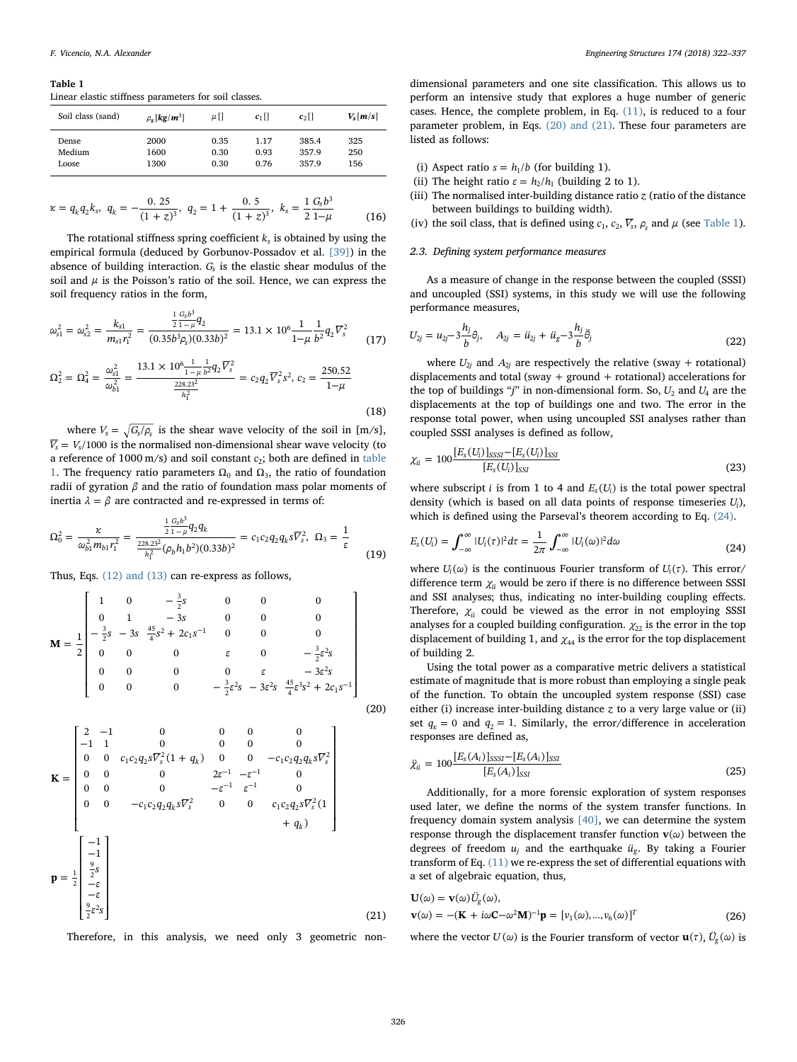**Table 1**
Linear elastic stiffness parameters for soil classes.

| Soil class (sand) | $\rho_s [kg/m^3]$ | $\mu$[] | $c_1$[] | $c_2$[] | $V_s [m/s]$ |
|---|---|---|---|---|---|
| Dense | 2000 | 0.35 | 1.17 | 385.4 | 325 |
| Medium | 1600 | 0.30 | 0.93 | 357.9 | 250 |
| Loose | 1300 | 0.30 | 0.76 | 357.9 | 156 |

$$\kappa = q_k q_2 k_s,\ \ q_k = -\frac{0.25}{(1+z)^3},\ \ q_2 = 1 + \frac{0.5}{(1+z)^3},\ \ k_s = \frac{1}{2}\frac{G_s b^3}{1-\mu} \tag{16}$$

The rotational stiffness spring coefficient $k_s$ is obtained by using the empirical formula (deduced by Gorbunov-Possadov et al. [39]) in the absence of building interaction. $G_s$ is the elastic shear modulus of the soil and $\mu$ is the Poisson's ratio of the soil. Hence, we can express the soil frequency ratios in the form,

$$\omega_{s1}^2 = \omega_{s2}^2 = \frac{k_{s1}}{m_{s1}r_1^2} = \frac{\frac{1}{2}\frac{G_s b^3}{1-\mu}q_2}{(0.35b^3\rho_s)(0.33b)^2} = 13.1\times 10^6 \frac{1}{1-\mu}\frac{1}{b^2}q_2\overline{V}_s^2 \tag{17}$$

$$\Omega_2^2 = \Omega_4^2 = \frac{\omega_{s1}^2}{\omega_{b1}^2} = \frac{13.1\times 10^6\frac{1}{1-\mu}\frac{1}{b^2}q_2\overline{V}_s^2}{\frac{228.23^2}{h_1^2}} = c_2 q_2 \overline{V}_s^2 s^2,\ c_2 = \frac{250.52}{1-\mu} \tag{18}$$

where $V_s = \sqrt{G_s/\rho_s}$ is the shear wave velocity of the soil in [m/s], $\overline{V}_s = V_s/1000$ is the normalised non-dimensional shear wave velocity (to a reference of 1000 m/s) and soil constant $c_2$; both are defined in table 1. The frequency ratio parameters $\Omega_0$ and $\Omega_3$, the ratio of foundation radii of gyration $\beta$ and the ratio of foundation mass polar moments of inertia $\lambda = \beta$ are contracted and re-expressed in terms of:

$$\Omega_0^2 = \frac{\kappa}{\omega_{b1}^2 m_{b1} r_1^2} = \frac{\frac{1}{2}\frac{G_s b^3}{1-\mu}q_2 q_k}{\frac{228.23^2}{h_1^2}(\rho_b h_1 b^2)(0.33b)^2} = c_1 c_2 q_2 q_k s \overline{V}_s^2,\ \ \Omega_3 = \frac{1}{\varepsilon} \tag{19}$$

Thus, Eqs. (12) and (13) can re-express as follows,

$$\mathbf{M} = \frac{1}{2}\begin{bmatrix} 1 & 0 & -\frac{3}{2}s & 0 & 0 & 0 \\ 0 & 1 & -3s & 0 & 0 & 0 \\ -\frac{3}{2}s & -3s & \frac{45}{4}s^2 + 2c_1 s^{-1} & 0 & 0 & 0 \\ 0 & 0 & 0 & \varepsilon & 0 & -\frac{3}{2}\varepsilon^2 s \\ 0 & 0 & 0 & 0 & \varepsilon & -3\varepsilon^2 s \\ 0 & 0 & 0 & -\frac{3}{2}\varepsilon^2 s & -3\varepsilon^2 s & \frac{45}{4}\varepsilon^3 s^2 + 2c_1 s^{-1} \end{bmatrix} \tag{20}$$

$$\mathbf{K} = \begin{bmatrix} 2 & -1 & 0 & 0 & 0 & 0 \\ -1 & 1 & 0 & 0 & 0 & 0 \\ 0 & 0 & c_1 c_2 q_2 s\overline{V}_s^2(1+q_k) & 0 & 0 & -c_1 c_2 q_2 q_k s\overline{V}_s^2 \\ 0 & 0 & 0 & 2\varepsilon^{-1} & -\varepsilon^{-1} & 0 \\ 0 & 0 & 0 & -\varepsilon^{-1} & \varepsilon^{-1} & 0 \\ 0 & 0 & -c_1 c_2 q_2 q_k s\overline{V}_s^2 & 0 & 0 & c_1 c_2 q_2 s\overline{V}_s^2(1+q_k) \end{bmatrix}$$

$$\mathbf{p} = \frac{1}{2}\begin{bmatrix} -1 \\ -1 \\ \frac{9}{2}s \\ -\varepsilon \\ -\varepsilon \\ \frac{9}{2}\varepsilon^2 s \end{bmatrix} \tag{21}$$

Therefore, in this analysis, we need only 3 geometric non-dimensional parameters and one site classification. This allows us to perform an intensive study that explores a huge number of generic cases. Hence, the complete problem, in Eq. (11), is reduced to a four parameter problem, in Eqs. (20) and (21). These four parameters are listed as follows:

(i) Aspect ratio $s = h_1/b$ (for building 1).
(ii) The height ratio $\varepsilon = h_2/h_1$ (building 2 to 1).
(iii) The normalised inter-building distance ratio $z$ (ratio of the distance between buildings to building width).
(iv) the soil class, that is defined using $c_1$, $c_2$, $\overline{V}_s$, $\rho_s$ and $\mu$ (see Table 1).

### 2.3. Defining system performance measures

As a measure of change in the response between the coupled (SSSI) and uncoupled (SSI) systems, in this study we will use the following performance measures,

$$U_{2j} = u_{2j} - 3\frac{h_j}{b}\theta_j,\quad A_{2j} = \ddot{u}_{2j} + \ddot{u}_g - 3\frac{h_j}{b}\ddot{\theta}_j \tag{22}$$

where $U_{2j}$ and $A_{2j}$ are respectively the relative (sway + rotational) displacements and total (sway + ground + rotational) accelerations for the top of buildings "$j$" in non-dimensional form. So, $U_2$ and $U_4$ are the displacements at the top of buildings one and two. The error in the response total power, when using uncoupled SSI analyses rather than coupled SSSI analyses is defined as follow,

$$\chi_{ii} = 100\frac{[E_s(U_i)]_{SSSI} - [E_s(U_i)]_{SSI}}{[E_s(U_i)]_{SSI}} \tag{23}$$

where subscript $i$ is from 1 to 4 and $E_s(U_i)$ is the total power spectral density (which is based on all data points of response timeseries $U_i$), which is defined using the Parseval's theorem according to Eq. (24).

$$E_s(U_i) = \int_{-\infty}^{\infty}|U_i(\tau)|^2 d\tau = \frac{1}{2\pi}\int_{-\infty}^{\infty}|U_i(\omega)|^2 d\omega \tag{24}$$

where $U_i(\omega)$ is the continuous Fourier transform of $U_i(\tau)$. This error/difference term $\chi_{ii}$ would be zero if there is no difference between SSSI and SSI analyses; thus, indicating no inter-building coupling effects. Therefore, $\chi_{ii}$ could be viewed as the error in not employing SSSI analyses for a coupled building configuration. $\chi_{22}$ is the error in the top displacement of building 1, and $\chi_{44}$ is the error for the top displacement of building 2.

Using the total power as a comparative metric delivers a statistical estimate of magnitude that is more robust than employing a single peak of the function. To obtain the uncoupled system response (SSI) case either (i) increase inter-building distance $z$ to a very large value or (ii) set $q_k = 0$ and $q_2 = 1$. Similarly, the error/difference in acceleration responses are defined as,

$$\ddot{\chi}_{ii} = 100\frac{[E_s(A_i)]_{SSSI} - [E_s(A_i)]_{SSI}}{[E_s(A_i)]_{SSI}} \tag{25}$$

Additionally, for a more forensic exploration of system responses used later, we define the norms of the system transfer functions. In frequency domain system analysis [40], we can determine the system response through the displacement transfer function $\mathbf{v}(\omega)$ between the degrees of freedom $u_j$ and the earthquake $\ddot{u}_g$. By taking a Fourier transform of Eq. (11) we re-express the set of differential equations with a set of algebraic equation, thus,

$$\mathbf{U}(\omega) = \mathbf{v}(\omega)\ddot{U}_g(\omega),$$
$$\mathbf{v}(\omega) = -(\mathbf{K} + i\omega\mathbf{C} - \omega^2\mathbf{M})^{-1}\mathbf{p} = [v_1(\omega),\ldots,v_6(\omega)]^T \tag{26}$$

where the vector $U(\omega)$ is the Fourier transform of vector $\mathbf{u}(\tau)$, $\ddot{U}_g(\omega)$ is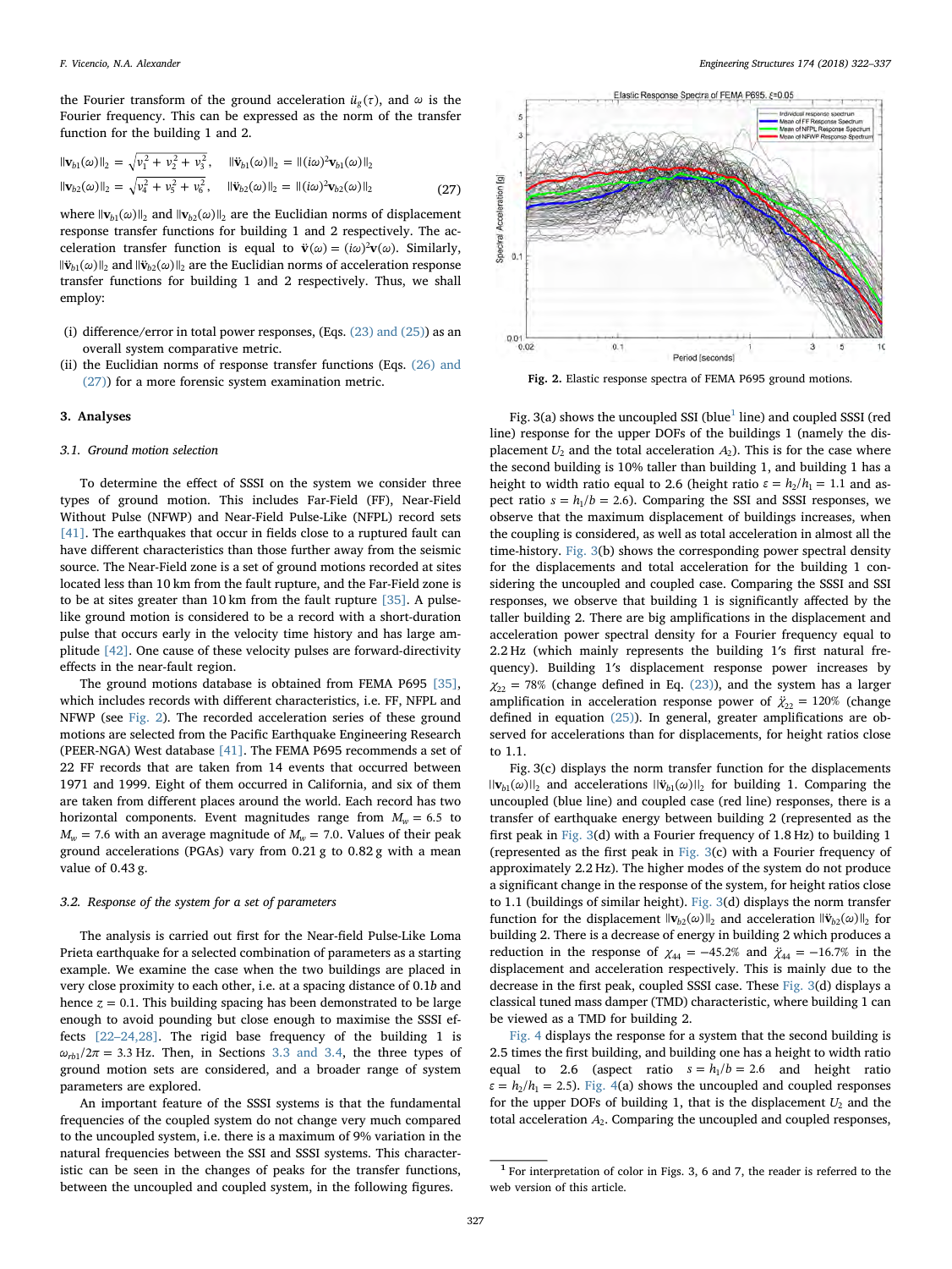the Fourier transform of the ground acceleration $\ddot{u}_g(\tau)$, and $\omega$ is the Fourier frequency. This can be expressed as the norm of the transfer function for the building 1 and 2.

$$\|\mathbf{v}_{b1}(\omega)\|_2 = \sqrt{v_1^2 + v_2^2 + v_3^2}, \quad \|\ddot{\mathbf{v}}_{b1}(\omega)\|_2 = \|(i\omega)^2\mathbf{v}_{b1}(\omega)\|_2$$
$$\|\mathbf{v}_{b2}(\omega)\|_2 = \sqrt{v_4^2 + v_5^2 + v_6^2}, \quad \|\ddot{\mathbf{v}}_{b2}(\omega)\|_2 = \|(i\omega)^2\mathbf{v}_{b2}(\omega)\|_2 \tag{27}$$

where $\|\mathbf{v}_{b1}(\omega)\|_2$ and $\|\mathbf{v}_{b2}(\omega)\|_2$ are the Euclidian norms of displacement response transfer functions for building 1 and 2 respectively. The acceleration transfer function is equal to $\ddot{\mathbf{v}}(\omega) = (i\omega)^2\mathbf{v}(\omega)$. Similarly, $\|\ddot{\mathbf{v}}_{b1}(\omega)\|_2$ and $\|\ddot{\mathbf{v}}_{b2}(\omega)\|_2$ are the Euclidian norms of acceleration response transfer functions for building 1 and 2 respectively. Thus, we shall employ:

(i) difference/error in total power responses, (Eqs. (23) and (25)) as an overall system comparative metric.
(ii) the Euclidian norms of response transfer functions (Eqs. (26) and (27)) for a more forensic system examination metric.

## 3. Analyses

### 3.1. Ground motion selection

To determine the effect of SSSI on the system we consider three types of ground motion. This includes Far-Field (FF), Near-Field Without Pulse (NFWP) and Near-Field Pulse-Like (NFPL) record sets [41]. The earthquakes that occur in fields close to a ruptured fault can have different characteristics than those further away from the seismic source. The Near-Field zone is a set of ground motions recorded at sites located less than 10 km from the fault rupture, and the Far-Field zone is to be at sites greater than 10 km from the fault rupture [35]. A pulse-like ground motion is considered to be a record with a short-duration pulse that occurs early in the velocity time history and has large amplitude [42]. One cause of these velocity pulses are forward-directivity effects in the near-fault region.

The ground motions database is obtained from FEMA P695 [35], which includes records with different characteristics, i.e. FF, NFPL and NFWP (see Fig. 2). The recorded acceleration series of these ground motions are selected from the Pacific Earthquake Engineering Research (PEER-NGA) West database [41]. The FEMA P695 recommends a set of 22 FF records that are taken from 14 events that occurred between 1971 and 1999. Eight of them occurred in California, and six of them are taken from different places around the world. Each record has two horizontal components. Event magnitudes range from $M_w = 6.5$ to $M_w = 7.6$ with an average magnitude of $M_w = 7.0$. Values of their peak ground accelerations (PGAs) vary from 0.21 g to 0.82 g with a mean value of 0.43 g.

### 3.2. Response of the system for a set of parameters

The analysis is carried out first for the Near-field Pulse-Like Loma Prieta earthquake for a selected combination of parameters as a starting example. We examine the case when the two buildings are placed in very close proximity to each other, i.e. at a spacing distance of 0.1$b$ and hence $z = 0.1$. This building spacing has been demonstrated to be large enough to avoid pounding but close enough to maximise the SSSI effects [22–24,28]. The rigid base frequency of the building 1 is $\omega_{rb1}/2\pi = 3.3$ Hz. Then, in Sections 3.3 and 3.4, the three types of ground motion sets are considered, and a broader range of system parameters are explored.

An important feature of the SSSI systems is that the fundamental frequencies of the coupled system do not change very much compared to the uncoupled system, i.e. there is a maximum of 9% variation in the natural frequencies between the SSI and SSSI systems. This characteristic can be seen in the changes of peaks for the transfer functions, between the uncoupled and coupled system, in the following figures.

**Fig. 2.** Elastic response spectra of FEMA P695 ground motions.

Fig. 3(a) shows the uncoupled SSI (blue[1] line) and coupled SSSI (red line) response for the upper DOFs of the buildings 1 (namely the displacement $U_2$ and the total acceleration $A_2$). This is for the case where the second building is 10% taller than building 1, and building 1 has a height to width ratio equal to 2.6 (height ratio $\varepsilon = h_2/h_1 = 1.1$ and aspect ratio $s = h_1/b = 2.6$). Comparing the SSI and SSSI responses, we observe that the maximum displacement of buildings increases, when the coupling is considered, as well as total acceleration in almost all the time-history. Fig. 3(b) shows the corresponding power spectral density for the displacements and total acceleration for the building 1 considering the uncoupled and coupled case. Comparing the SSSI and SSI responses, we observe that building 1 is significantly affected by the taller building 2. There are big amplifications in the displacement and acceleration power spectral density for a Fourier frequency equal to 2.2 Hz (which mainly represents the building 1′s first natural frequency). Building 1′s displacement response power increases by $\chi_{22} = 78\%$ (change defined in Eq. (23)), and the system has a larger amplification in acceleration response power of $\ddot{\chi}_{22} = 120\%$ (change defined in equation (25)). In general, greater amplifications are observed for accelerations than for displacements, for height ratios close to 1.1.

Fig. 3(c) displays the norm transfer function for the displacements $\|\mathbf{v}_{b1}(\omega)\|_2$ and accelerations $\|\ddot{\mathbf{v}}_{b1}(\omega)\|_2$ for building 1. Comparing the uncoupled (blue line) and coupled case (red line) responses, there is a transfer of earthquake energy between building 2 (represented as the first peak in Fig. 3(d) with a Fourier frequency of 1.8 Hz) to building 1 (represented as the first peak in Fig. 3(c) with a Fourier frequency of approximately 2.2 Hz). The higher modes of the system do not produce a significant change in the response of the system, for height ratios close to 1.1 (buildings of similar height). Fig. 3(d) displays the norm transfer function for the displacement $\|\mathbf{v}_{b2}(\omega)\|_2$ and acceleration $\|\ddot{\mathbf{v}}_{b2}(\omega)\|_2$ for building 2. There is a decrease of energy in building 2 which produces a reduction in the response of $\chi_{44} = -45.2\%$ and $\ddot{\chi}_{44} = -16.7\%$ in the displacement and acceleration respectively. This is mainly due to the decrease in the first peak, coupled SSSI case. These Fig. 3(d) displays a classical tuned mass damper (TMD) characteristic, where building 1 can be viewed as a TMD for building 2.

Fig. 4 displays the response for a system that the second building is 2.5 times the first building, and building one has a height to width ratio equal to 2.6 (aspect ratio $s = h_1/b = 2.6$ and height ratio $\varepsilon = h_2/h_1 = 2.5$). Fig. 4(a) shows the uncoupled and coupled responses for the upper DOFs of building 1, that is the displacement $U_2$ and the total acceleration $A_2$. Comparing the uncoupled and coupled responses,

[1] For interpretation of color in Figs. 3, 6 and 7, the reader is referred to the web version of this article.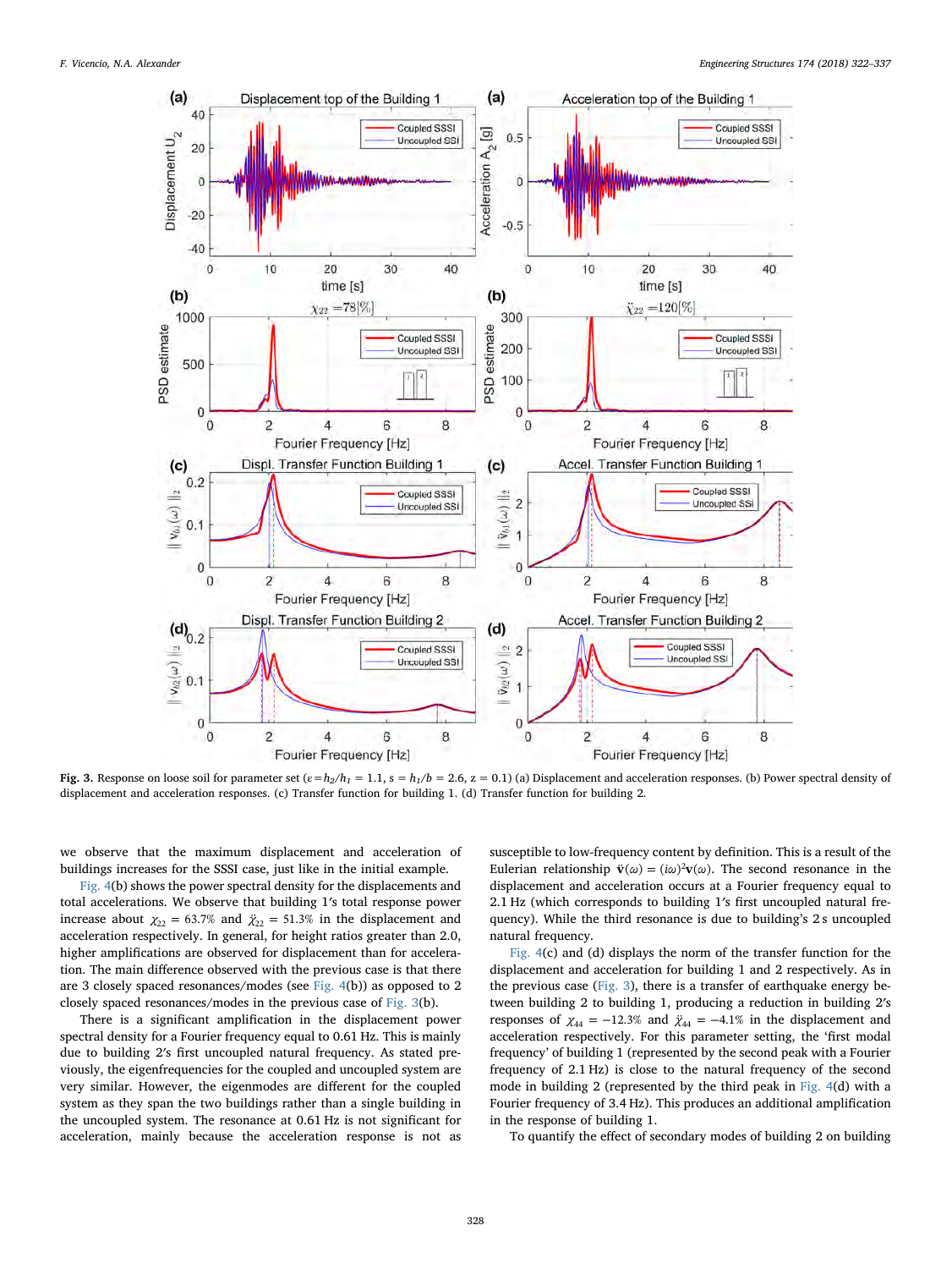**Fig. 3.** Response on loose soil for parameter set ($\varepsilon = h_2/h_1 = 1.1$, $s = h_1/b = 2.6$, $z = 0.1$) (a) Displacement and acceleration responses. (b) Power spectral density of displacement and acceleration responses. (c) Transfer function for building 1. (d) Transfer function for building 2.

we observe that the maximum displacement and acceleration of buildings increases for the SSSI case, just like in the initial example.

Fig. 4(b) shows the power spectral density for the displacements and total accelerations. We observe that building 1′s total response power increase about $\chi_{22} = 63.7\%$ and $\ddot{\chi}_{22} = 51.3\%$ in the displacement and acceleration respectively. In general, for height ratios greater than 2.0, higher amplifications are observed for displacement than for acceleration. The main difference observed with the previous case is that there are 3 closely spaced resonances/modes (see Fig. 4(b)) as opposed to 2 closely spaced resonances/modes in the previous case of Fig. 3(b).

There is a significant amplification in the displacement power spectral density for a Fourier frequency equal to 0.61 Hz. This is mainly due to building 2′s first uncoupled natural frequency. As stated previously, the eigenfrequencies for the coupled and uncoupled system are very similar. However, the eigenmodes are different for the coupled system as they span the two buildings rather than a single building in the uncoupled system. The resonance at 0.61 Hz is not significant for acceleration, mainly because the acceleration response is not as susceptible to low-frequency content by definition. This is a result of the Eulerian relationship $\ddot{\mathbf{v}}(\omega) = (i\omega)^2\mathbf{v}(\omega)$. The second resonance in the displacement and acceleration occurs at a Fourier frequency equal to 2.1 Hz (which corresponds to building 1′s first uncoupled natural frequency). While the third resonance is due to building's 2 s uncoupled natural frequency.

Fig. 4(c) and (d) displays the norm of the transfer function for the displacement and acceleration for building 1 and 2 respectively. As in the previous case (Fig. 3), there is a transfer of earthquake energy between building 2 to building 1, producing a reduction in building 2′s responses of $\chi_{44} = -12.3\%$ and $\ddot{\chi}_{44} = -4.1\%$ in the displacement and acceleration respectively. For this parameter setting, the 'first modal frequency' of building 1 (represented by the second peak with a Fourier frequency of 2.1 Hz) is close to the natural frequency of the second mode in building 2 (represented by the third peak in Fig. 4(d) with a Fourier frequency of 3.4 Hz). This produces an additional amplification in the response of building 1.

To quantify the effect of secondary modes of building 2 on building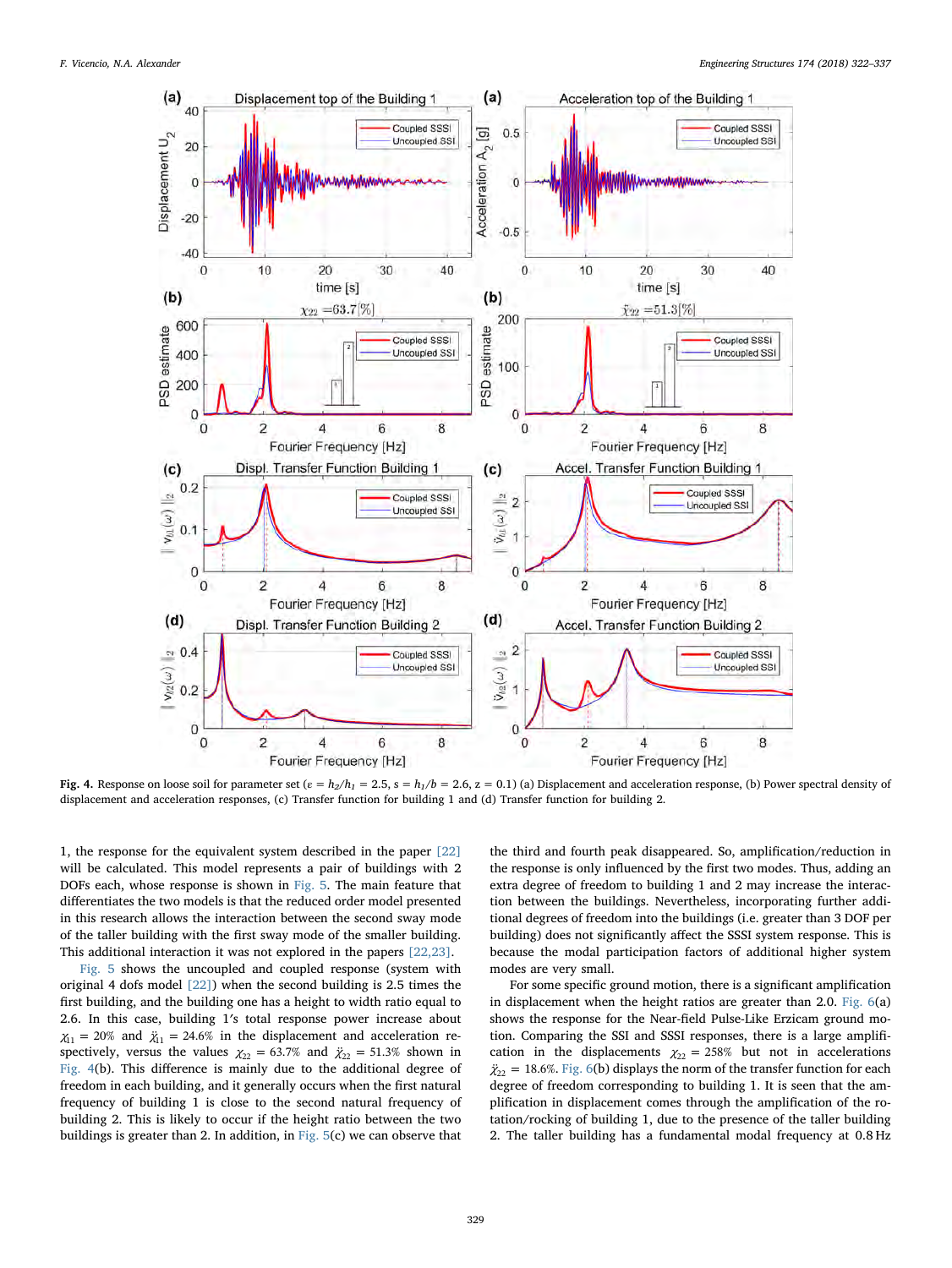**Fig. 4.** Response on loose soil for parameter set ($\varepsilon = h_2/h_1 = 2.5$, $s = h_1/b = 2.6$, $z = 0.1$) (a) Displacement and acceleration response, (b) Power spectral density of displacement and acceleration responses, (c) Transfer function for building 1 and (d) Transfer function for building 2.

1, the response for the equivalent system described in the paper [22] will be calculated. This model represents a pair of buildings with 2 DOFs each, whose response is shown in Fig. 5. The main feature that differentiates the two models is that the reduced order model presented in this research allows the interaction between the second sway mode of the taller building with the first sway mode of the smaller building. This additional interaction it was not explored in the papers [22,23].

Fig. 5 shows the uncoupled and coupled response (system with original 4 dofs model [22]) when the second building is 2.5 times the first building, and the building one has a height to width ratio equal to 2.6. In this case, building 1′s total response power increase about $\chi_{11} = 20\%$ and $\ddot{\chi}_{11} = 24.6\%$ in the displacement and acceleration respectively, versus the values $\chi_{22} = 63.7\%$ and $\ddot{\chi}_{22} = 51.3\%$ shown in Fig. 4(b). This difference is mainly due to the additional degree of freedom in each building, and it generally occurs when the first natural frequency of building 1 is close to the second natural frequency of building 2. This is likely to occur if the height ratio between the two buildings is greater than 2. In addition, in Fig. 5(c) we can observe that the third and fourth peak disappeared. So, amplification/reduction in the response is only influenced by the first two modes. Thus, adding an extra degree of freedom to building 1 and 2 may increase the interaction between the buildings. Nevertheless, incorporating further additional degrees of freedom into the buildings (i.e. greater than 3 DOF per building) does not significantly affect the SSSI system response. This is because the modal participation factors of additional higher system modes are very small.

For some specific ground motion, there is a significant amplification in displacement when the height ratios are greater than 2.0. Fig. 6(a) shows the response for the Near-field Pulse-Like Erzicam ground motion. Comparing the SSI and SSSI responses, there is a large amplification in the displacements $\chi_{22} = 258\%$ but not in accelerations $\ddot{\chi}_{22} = 18.6\%$. Fig. 6(b) displays the norm of the transfer function for each degree of freedom corresponding to building 1. It is seen that the amplification in displacement comes through the amplification of the rotation/rocking of building 1, due to the presence of the taller building 2. The taller building has a fundamental modal frequency at 0.8 Hz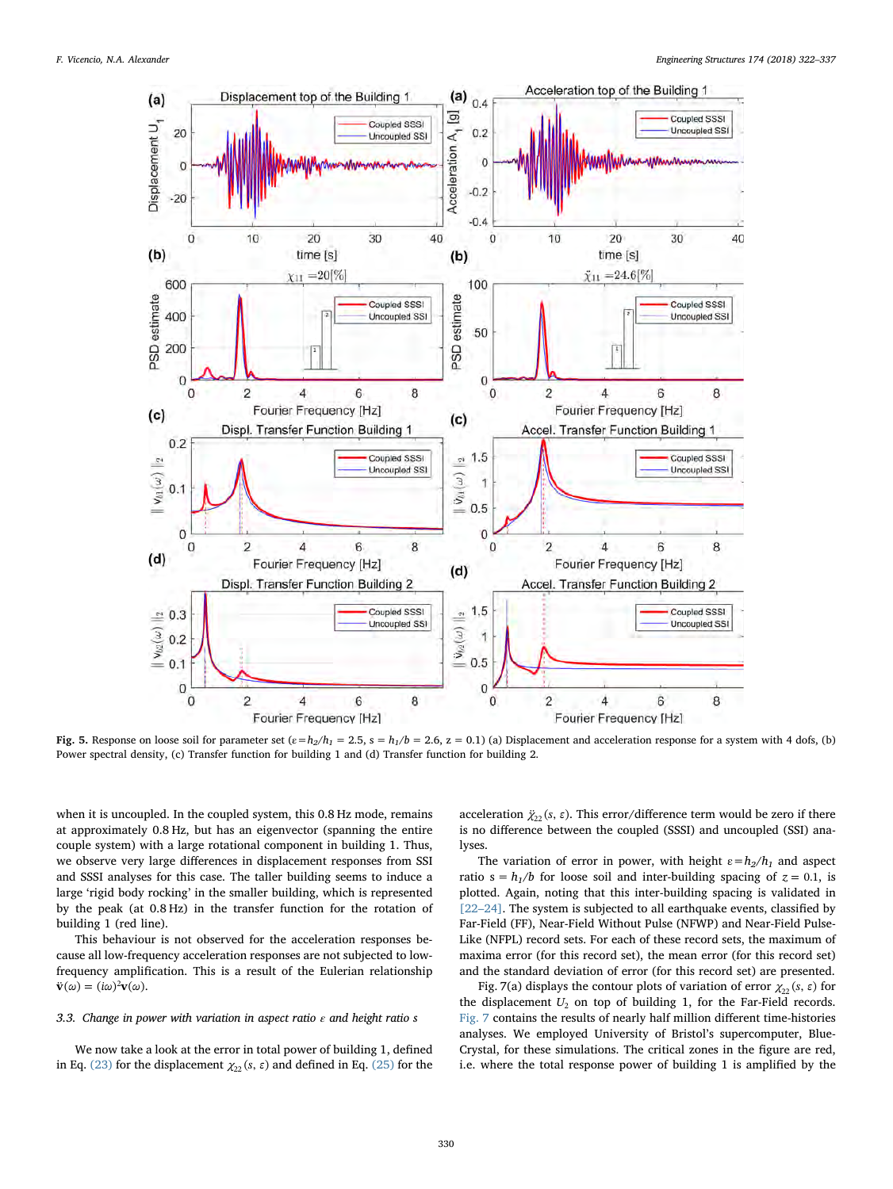Fig. 5. Response on loose soil for parameter set ($\varepsilon = h_2/h_1 = 2.5$, $s = h_1/b = 2.6$, $z = 0.1$) (a) Displacement and acceleration response for a system with 4 dofs, (b) Power spectral density, (c) Transfer function for building 1 and (d) Transfer function for building 2.

when it is uncoupled. In the coupled system, this 0.8 Hz mode, remains at approximately 0.8 Hz, but has an eigenvector (spanning the entire couple system) with a large rotational component in building 1. Thus, we observe very large differences in displacement responses from SSI and SSSI analyses for this case. The taller building seems to induce a large 'rigid body rocking' in the smaller building, which is represented by the peak (at 0.8 Hz) in the transfer function for the rotation of building 1 (red line).

This behaviour is not observed for the acceleration responses because all low-frequency acceleration responses are not subjected to low-frequency amplification. This is a result of the Eulerian relationship $\ddot{\mathbf{v}}(\omega) = (i\omega)^2\mathbf{v}(\omega)$.

### 3.3. Change in power with variation in aspect ratio $\varepsilon$ and height ratio $s$

We now take a look at the error in total power of building 1, defined in Eq. (23) for the displacement $\chi_{22}(s, \varepsilon)$ and defined in Eq. (25) for the acceleration $\ddot{\chi}_{22}(s, \varepsilon)$. This error/difference term would be zero if there is no difference between the coupled (SSSI) and uncoupled (SSI) analyses.

The variation of error in power, with height $\varepsilon = h_2/h_1$ and aspect ratio $s = h_1/b$ for loose soil and inter-building spacing of $z = 0.1$, is plotted. Again, noting that this inter-building spacing is validated in [22–24]. The system is subjected to all earthquake events, classified by Far-Field (FF), Near-Field Without Pulse (NFWP) and Near-Field Pulse-Like (NFPL) record sets. For each of these record sets, the maximum of maxima error (for this record set), the mean error (for this record set) and the standard deviation of error (for this record set) are presented.

Fig. 7(a) displays the contour plots of variation of error $\chi_{22}(s, \varepsilon)$ for the displacement $U_2$ on top of building 1, for the Far-Field records. Fig. 7 contains the results of nearly half million different time-histories analyses. We employed University of Bristol's supercomputer, BlueCrystal, for these simulations. The critical zones in the figure are red, i.e. where the total response power of building 1 is amplified by the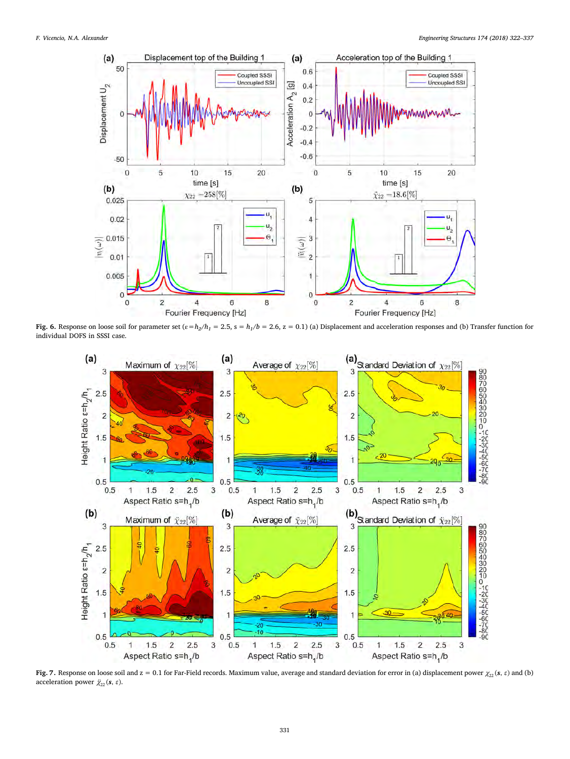**Fig. 6.** Response on loose soil for parameter set ($\varepsilon = h_2/h_1 = 2.5$, $s = h_1/b = 2.6$, $z = 0.1$) (a) Displacement and acceleration responses and (b) Transfer function for individual DOFS in SSSI case.

**Fig. 7.** Response on loose soil and $z = 0.1$ for Far-Field records. Maximum value, average and standard deviation for error in (a) displacement power $\chi_{22}(s, \varepsilon)$ and (b) acceleration power $\ddot{\chi}_{22}(s, \varepsilon)$.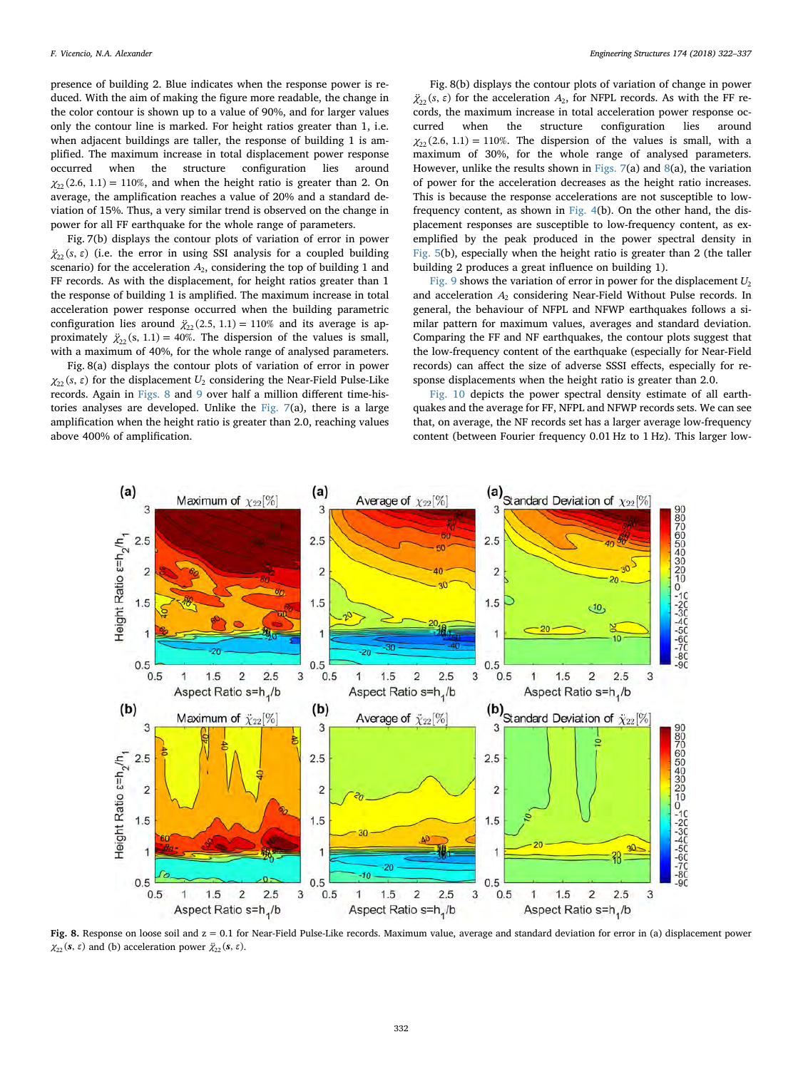presence of building 2. Blue indicates when the response power is reduced. With the aim of making the figure more readable, the change in the color contour is shown up to a value of 90%, and for larger values only the contour line is marked. For height ratios greater than 1, i.e. when adjacent buildings are taller, the response of building 1 is amplified. The maximum increase in total displacement power response occurred when the structure configuration lies around $\chi_{22}(2.6, 1.1) = 110\%$, and when the height ratio is greater than 2. On average, the amplification reaches a value of 20% and a standard deviation of 15%. Thus, a very similar trend is observed on the change in power for all FF earthquake for the whole range of parameters.

Fig. 7(b) displays the contour plots of variation of error in power $\ddot{\chi}_{22}(s, \varepsilon)$ (i.e. the error in using SSI analysis for a coupled building scenario) for the acceleration $A_2$, considering the top of building 1 and FF records. As with the displacement, for height ratios greater than 1 the response of building 1 is amplified. The maximum increase in total acceleration power response occurred when the building parametric configuration lies around $\ddot{\chi}_{22}(2.5, 1.1) = 110\%$ and its average is approximately $\ddot{\chi}_{22}(s, 1.1) = 40\%$. The dispersion of the values is small, with a maximum of 40%, for the whole range of analysed parameters.

Fig. 8(a) displays the contour plots of variation of error in power $\chi_{22}(s, \varepsilon)$ for the displacement $U_2$ considering the Near-Field Pulse-Like records. Again in Figs. 8 and 9 over half a million different time-histories analyses are developed. Unlike the Fig. 7(a), there is a large amplification when the height ratio is greater than 2.0, reaching values above 400% of amplification.

Fig. 8(b) displays the contour plots of variation of change in power $\ddot{\chi}_{22}(s, \varepsilon)$ for the acceleration $A_2$, for NFPL records. As with the FF records, the maximum increase in total acceleration power response occurred when the structure configuration lies around $\chi_{22}(2.6, 1.1) = 110\%$. The dispersion of the values is small, with a maximum of 30%, for the whole range of analysed parameters. However, unlike the results shown in Figs. 7(a) and 8(a), the variation of power for the acceleration decreases as the height ratio increases. This is because the response accelerations are not susceptible to low-frequency content, as shown in Fig. 4(b). On the other hand, the displacement responses are susceptible to low-frequency content, as exemplified by the peak produced in the power spectral density in Fig. 5(b), especially when the height ratio is greater than 2 (the taller building 2 produces a great influence on building 1).

Fig. 9 shows the variation of error in power for the displacement $U_2$ and acceleration $A_2$ considering Near-Field Without Pulse records. In general, the behaviour of NFPL and NFWP earthquakes follows a similar pattern for maximum values, averages and standard deviation. Comparing the FF and NF earthquakes, the contour plots suggest that the low-frequency content of the earthquake (especially for Near-Field records) can affect the size of adverse SSSI effects, especially for response displacements when the height ratio is greater than 2.0.

Fig. 10 depicts the power spectral density estimate of all earthquakes and the average for FF, NFPL and NFWP records sets. We can see that, on average, the NF records set has a larger average low-frequency content (between Fourier frequency 0.01 Hz to 1 Hz). This larger low-

**Fig. 8.** Response on loose soil and z = 0.1 for Near-Field Pulse-Like records. Maximum value, average and standard deviation for error in (a) displacement power $\chi_{22}(\boldsymbol{s}, \varepsilon)$ and (b) acceleration power $\ddot{\chi}_{22}(\boldsymbol{s}, \varepsilon)$.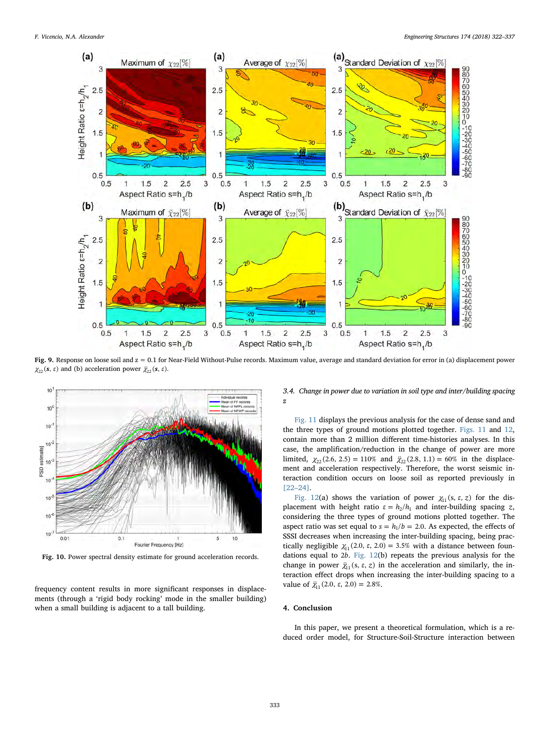Fig. 9. Response on loose soil and $z = 0.1$ for Near-Field Without-Pulse records. Maximum value, average and standard deviation for error in (a) displacement power $\chi_{22}(s, \varepsilon)$ and (b) acceleration power $\ddot{\chi}_{22}(s, \varepsilon)$.

Fig. 10. Power spectral density estimate for ground acceleration records.

frequency content results in more significant responses in displacements (through a 'rigid body rocking' mode in the smaller building) when a small building is adjacent to a tall building.

### 3.4. Change in power due to variation in soil type and inter/building spacing $z$

Fig. 11 displays the previous analysis for the case of dense sand and the three types of ground motions plotted together. Figs. 11 and 12, contain more than 2 million different time-histories analyses. In this case, the amplification/reduction in the change of power are more limited, $\chi_{22}(2.6, 2.5) = 110\%$ and $\ddot{\chi}_{22}(2.8, 1.1) = 60\%$ in the displacement and acceleration respectively. Therefore, the worst seismic interaction condition occurs on loose soil as reported previously in [22–24].

Fig. 12(a) shows the variation of power $\chi_{11}(s, \varepsilon, z)$ for the displacement with height ratio $\varepsilon = h_2/h_1$ and inter-building spacing $z$, considering the three types of ground motions plotted together. The aspect ratio was set equal to $s = h_1/b = 2.0$. As expected, the effects of SSSI decreases when increasing the inter-building spacing, being practically negligible $\chi_{11}(2.0, \varepsilon, 2.0) = 3.5\%$ with a distance between foundations equal to $2b$. Fig. 12(b) repeats the previous analysis for the change in power $\ddot{\chi}_{11}(s, \varepsilon, z)$ in the acceleration and similarly, the interaction effect drops when increasing the inter-building spacing to a value of $\ddot{\chi}_{11}(2.0, \varepsilon, 2.0) = 2.8\%$.

## 4. Conclusion

In this paper, we present a theoretical formulation, which is a reduced order model, for Structure-Soil-Structure interaction between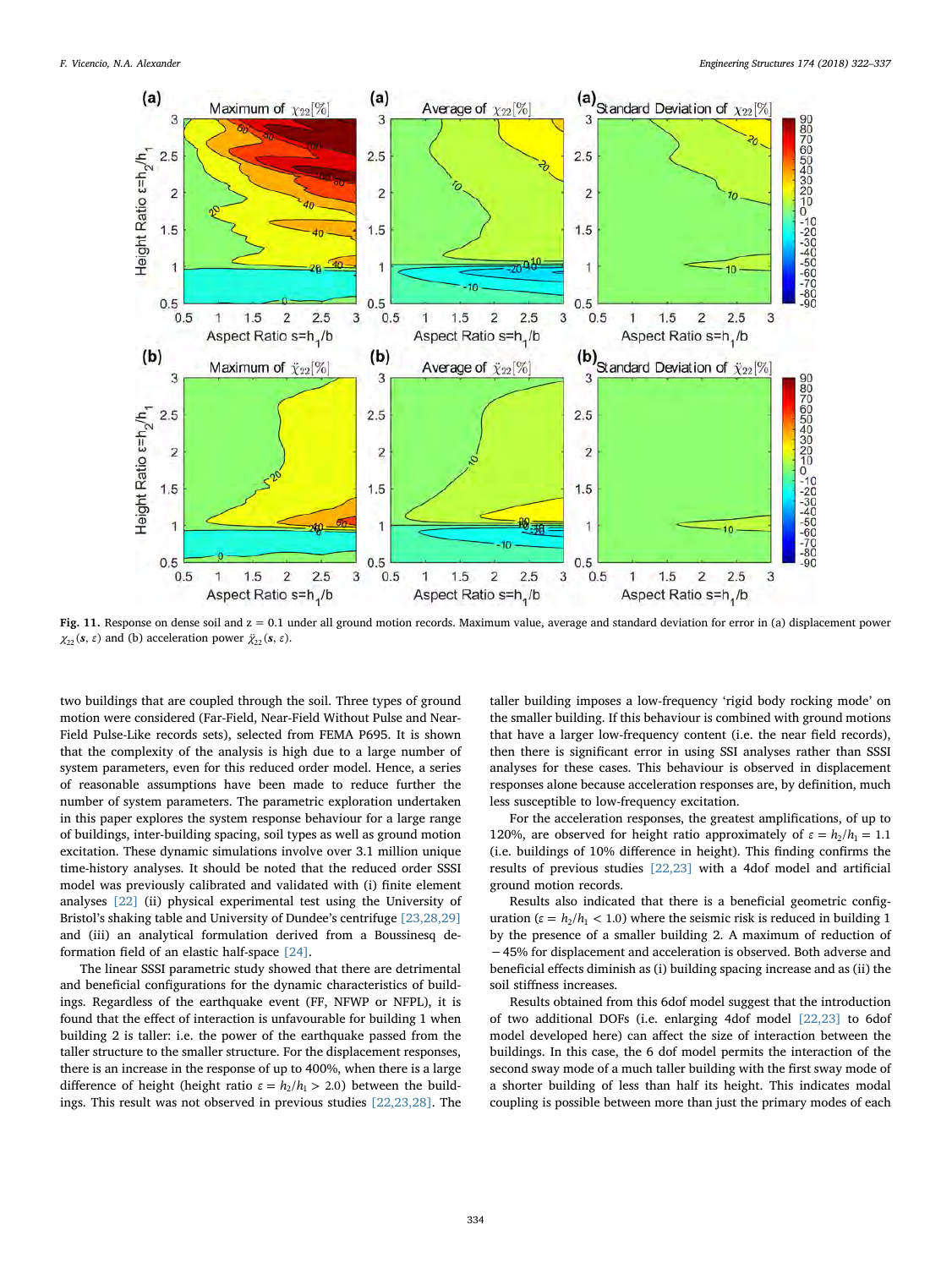**Fig. 11.** Response on dense soil and z = 0.1 under all ground motion records. Maximum value, average and standard deviation for error in (a) displacement power $\chi_{22}(s, \varepsilon)$ and (b) acceleration power $\ddot{\chi}_{22}(s, \varepsilon)$.

two buildings that are coupled through the soil. Three types of ground motion were considered (Far-Field, Near-Field Without Pulse and Near-Field Pulse-Like records sets), selected from FEMA P695. It is shown that the complexity of the analysis is high due to a large number of system parameters, even for this reduced order model. Hence, a series of reasonable assumptions have been made to reduce further the number of system parameters. The parametric exploration undertaken in this paper explores the system response behaviour for a large range of buildings, inter-building spacing, soil types as well as ground motion excitation. These dynamic simulations involve over 3.1 million unique time-history analyses. It should be noted that the reduced order SSSI model was previously calibrated and validated with (i) finite element analyses [22] (ii) physical experimental test using the University of Bristol's shaking table and University of Dundee's centrifuge [23,28,29] and (iii) an analytical formulation derived from a Boussinesq deformation field of an elastic half-space [24].

The linear SSSI parametric study showed that there are detrimental and beneficial configurations for the dynamic characteristics of buildings. Regardless of the earthquake event (FF, NFWP or NFPL), it is found that the effect of interaction is unfavourable for building 1 when building 2 is taller: i.e. the power of the earthquake passed from the taller structure to the smaller structure. For the displacement responses, there is an increase in the response of up to 400%, when there is a large difference of height (height ratio $\varepsilon = h_2/h_1 > 2.0$) between the buildings. This result was not observed in previous studies [22,23,28]. The taller building imposes a low-frequency 'rigid body rocking mode' on the smaller building. If this behaviour is combined with ground motions that have a larger low-frequency content (i.e. the near field records), then there is significant error in using SSI analyses rather than SSSI analyses for these cases. This behaviour is observed in displacement responses alone because acceleration responses are, by definition, much less susceptible to low-frequency excitation.

For the acceleration responses, the greatest amplifications, of up to 120%, are observed for height ratio approximately of $\varepsilon = h_2/h_1 = 1.1$ (i.e. buildings of 10% difference in height). This finding confirms the results of previous studies [22,23] with a 4dof model and artificial ground motion records.

Results also indicated that there is a beneficial geometric configuration ($\varepsilon = h_2/h_1 < 1.0$) where the seismic risk is reduced in building 1 by the presence of a smaller building 2. A maximum of reduction of −45% for displacement and acceleration is observed. Both adverse and beneficial effects diminish as (i) building spacing increase and as (ii) the soil stiffness increases.

Results obtained from this 6dof model suggest that the introduction of two additional DOFs (i.e. enlarging 4dof model [22,23] to 6dof model developed here) can affect the size of interaction between the buildings. In this case, the 6 dof model permits the interaction of the second sway mode of a much taller building with the first sway mode of a shorter building of less than half its height. This indicates modal coupling is possible between more than just the primary modes of each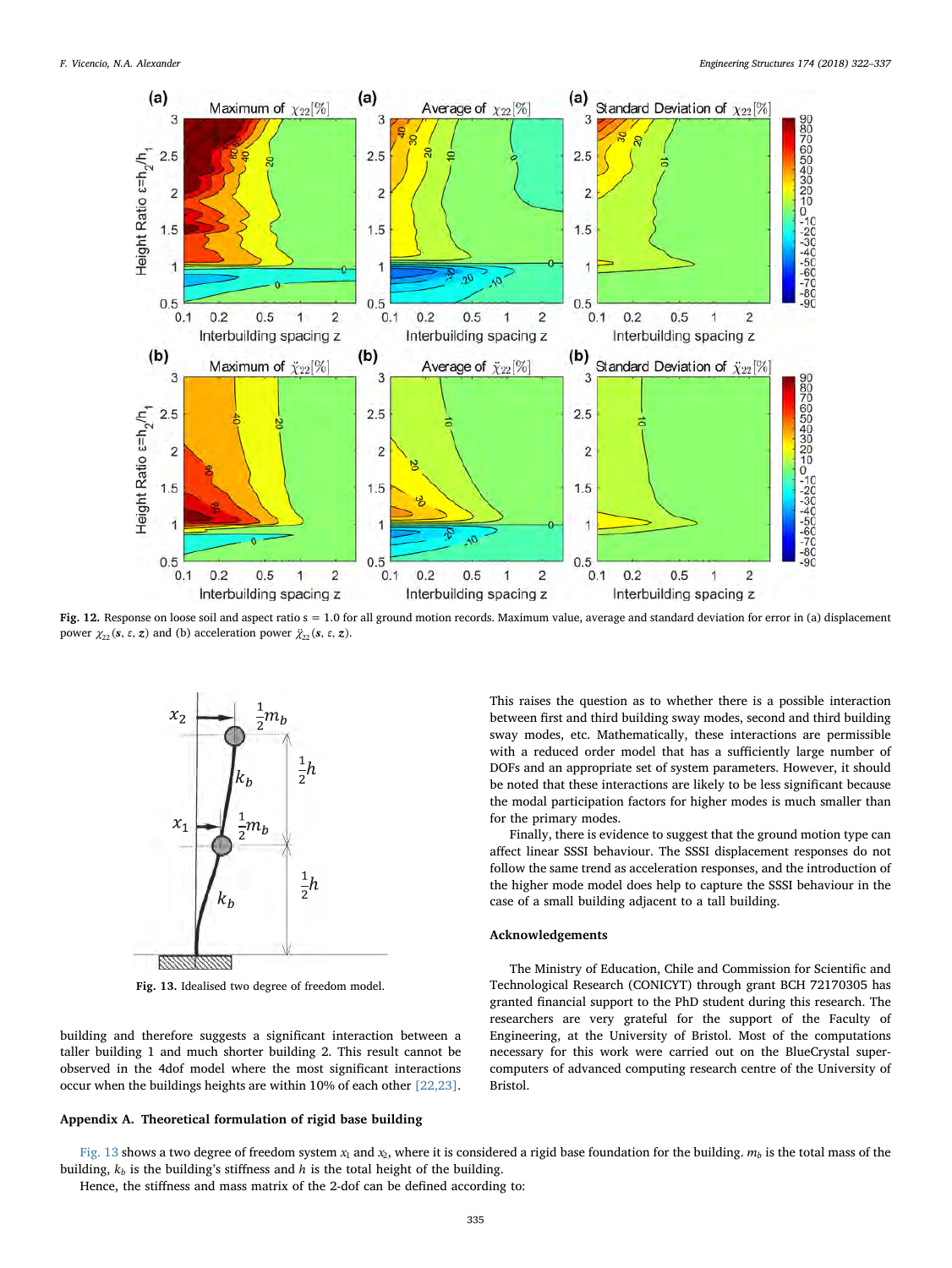**Fig. 12.** Response on loose soil and aspect ratio s = 1.0 for all ground motion records. Maximum value, average and standard deviation for error in (a) displacement power $\chi_{22}(\mathbf{s}, \varepsilon, \mathbf{z})$ and (b) acceleration power $\ddot{\chi}_{22}(\mathbf{s}, \varepsilon, \mathbf{z})$.

**Fig. 13.** Idealised two degree of freedom model.

building and therefore suggests a significant interaction between a taller building 1 and much shorter building 2. This result cannot be observed in the 4dof model where the most significant interactions occur when the buildings heights are within 10% of each other [22,23].

This raises the question as to whether there is a possible interaction between first and third building sway modes, second and third building sway modes, etc. Mathematically, these interactions are permissible with a reduced order model that has a sufficiently large number of DOFs and an appropriate set of system parameters. However, it should be noted that these interactions are likely to be less significant because the modal participation factors for higher modes is much smaller than for the primary modes.

Finally, there is evidence to suggest that the ground motion type can affect linear SSSI behaviour. The SSSI displacement responses do not follow the same trend as acceleration responses, and the introduction of the higher mode model does help to capture the SSSI behaviour in the case of a small building adjacent to a tall building.

## Acknowledgements

The Ministry of Education, Chile and Commission for Scientific and Technological Research (CONICYT) through grant BCH 72170305 has granted financial support to the PhD student during this research. The researchers are very grateful for the support of the Faculty of Engineering, at the University of Bristol. Most of the computations necessary for this work were carried out on the BlueCrystal supercomputers of advanced computing research centre of the University of Bristol.

## Appendix A. Theoretical formulation of rigid base building

Fig. 13 shows a two degree of freedom system $x_1$ and $x_2$, where it is considered a rigid base foundation for the building. $m_b$ is the total mass of the building, $k_b$ is the building's stiffness and $h$ is the total height of the building.

Hence, the stiffness and mass matrix of the 2-dof can be defined according to: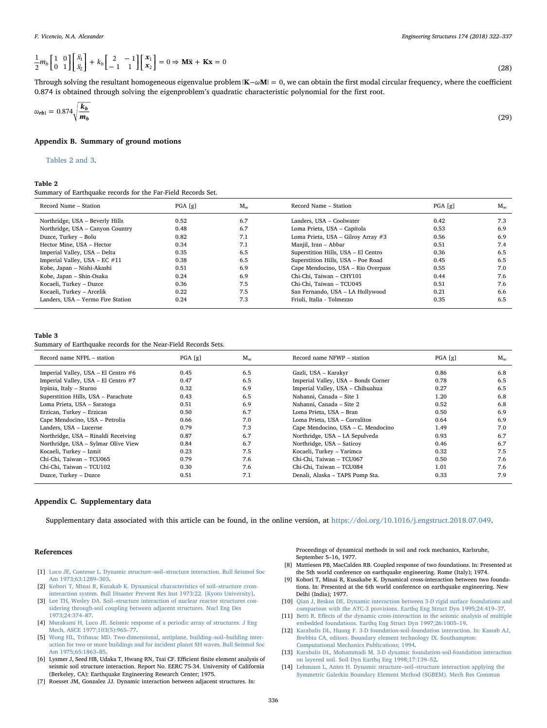$$\frac{1}{2}m_b\begin{bmatrix}1 & 0\\0 & 1\end{bmatrix}\begin{bmatrix}\ddot{x}_1\\\ddot{x}_2\end{bmatrix}+k_b\begin{bmatrix}2 & -1\\-1 & 1\end{bmatrix}\begin{bmatrix}\boldsymbol{x}_1\\\boldsymbol{x}_2\end{bmatrix}=0\Rightarrow \mathbf{M}\ddot{\mathbf{x}}+\mathbf{K}\mathbf{x}=0 \tag{28}$$

Through solving the resultant homogeneous eigenvalue problem $|\mathbf{K}-\omega\mathbf{M}|=0$, we can obtain the first modal circular frequency, where the coefficient 0.874 is obtained through solving the eigenproblem's quadratic characteristic polynomial for the first root.

$$\omega_{rb1}=0.874\sqrt{\frac{\boldsymbol{k_b}}{\boldsymbol{m_b}}} \tag{29}$$

## Appendix B. Summary of ground motions

Tables 2 and 3.

**Table 2**
Summary of Earthquake records for the Far-Field Records Set.

| Record Name – Station | PGA [g] | $M_w$ | Record Name – Station | PGA [g] | $M_w$ |
|---|---|---|---|---|---|
| Northridge, USA – Beverly Hills | 0.52 | 6.7 | Landers, USA – Coolwater | 0.42 | 7.3 |
| Northridge, USA – Canyon Country | 0.48 | 6.7 | Loma Prieta, USA – Capitola | 0.53 | 6.9 |
| Duzce, Turkey – Bolu | 0.82 | 7.1 | Loma Prieta, USA – Gilroy Array #3 | 0.56 | 6.9 |
| Hector Mine, USA – Hector | 0.34 | 7.1 | Manjil, Iran – Abbar | 0.51 | 7.4 |
| Imperial Valley, USA – Delta | 0.35 | 6.5 | Superstition Hills, USA – El Centro | 0.36 | 6.5 |
| Imperial Valley, USA – EC #11 | 0.38 | 6.5 | Superstition Hills, USA – Poe Road | 0.45 | 6.5 |
| Kobe, Japan – Nishi-Akashi | 0.51 | 6.9 | Cape Mendocino, USA – Rio Overpass | 0.55 | 7.0 |
| Kobe, Japan – Shin-Osaka | 0.24 | 6.9 | Chi-Chi, Taiwan – CHY101 | 0.44 | 7.6 |
| Kocaeli, Turkey – Duzce | 0.36 | 7.5 | Chi-Chi, Taiwan – TCU045 | 0.51 | 7.6 |
| Kocaeli, Turkey – Arcelik | 0.22 | 7.5 | San Fernando, USA – LA Hollywood | 0.21 | 6.6 |
| Landers, USA – Yermo Fire Station | 0.24 | 7.3 | Friuli, Italia - Tolmezzo | 0.35 | 6.5 |

**Table 3**
Summary of Earthquake records for the Near-Field Records Sets.

| Record name NFPL – station | PGA [g] | $M_w$ | Record name NFWP – station | PGA [g] | $M_w$ |
|---|---|---|---|---|---|
| Imperial Valley, USA – El Centro #6 | 0.45 | 6.5 | Gazli, USA – Karakyr | 0.86 | 6.8 |
| Imperial Valley, USA – El Centro #7 | 0.47 | 6.5 | Imperial Valley, USA – Bonds Corner | 0.78 | 6.5 |
| Irpinia, Italy – Sturno | 0.32 | 6.9 | Imperial Valley, USA – Chihuahua | 0.27 | 6.5 |
| Superstition Hills, USA – Parachute | 0.43 | 6.5 | Nahanni, Canada – Site 1 | 1.20 | 6.8 |
| Loma Prieta, USA – Saratoga | 0.51 | 6.9 | Nahanni, Canada – Site 2 | 0.52 | 6.8 |
| Erzican, Turkey – Erzican | 0.50 | 6.7 | Loma Prieta, USA – Bran | 0.50 | 6.9 |
| Cape Mendocino, USA – Petrolia | 0.66 | 7.0 | Loma Prieta, USA – Corralitos | 0.64 | 6.9 |
| Landers, USA – Lucerne | 0.79 | 7.3 | Cape Mendocino, USA – C. Mendocino | 1.49 | 7.0 |
| Northridge, USA – Rinaldi Receiving | 0.87 | 6.7 | Northridge, USA – LA Sepulveda | 0.93 | 6.7 |
| Northridge, USA – Sylmar Olive View | 0.84 | 6.7 | Northridge, USA – Saticoy | 0.46 | 6.7 |
| Kocaeli, Turkey – Izmit | 0.23 | 7.5 | Kocaeli, Turkey – Yarimca | 0.32 | 7.5 |
| Chi-Chi, Taiwan – TCU065 | 0.79 | 7.6 | Chi-Chi, Taiwan – TCU067 | 0.50 | 7.6 |
| Chi-Chi, Taiwan – TCU102 | 0.30 | 7.6 | Chi-Chi, Taiwan – TCU084 | 1.01 | 7.6 |
| Duzce, Turkey – Duzce | 0.51 | 7.1 | Denali, Alaska – TAPS Pump Sta. | 0.33 | 7.9 |

## Appendix C. Supplementary data

Supplementary data associated with this article can be found, in the online version, at https://doi.org/10.1016/j.engstruct.2018.07.049.

## References

[1] Luco JE, Contesse L. Dynamic structure–soil–structure interaction. Bull Seismol Soc Am 1973;63:1289–303.

[2] Kobori T, Minai R, Kusakab K. Dynamical characteristics of soil–structure cross-interaction system. Bull Disaster Prevent Res Inst 1973:22. [Kyoto University].

[3] Lee TH, Wesley DA. Soil–structure interaction of nuclear reactor structures considering through-soil coupling between adjacent structures. Nucl Eng Des 1973;24:374–87.

[4] Murakami H, Luco JE. Seismic response of a periodic array of structures. J Eng Mech, ASCE 1977;103(5):965–77.

[5] Wong HL, Trifunac MD. Two-dimensional, antiplane, building–soil–building interaction for two or more buildings and for incident planet SH waves. Bull Seismol Soc Am 1975;65:1863–85.

[6] Lysmer J, Seed HB, Udaka T, Hwang RN, Tsai CF. Efficient finite element analysis of seismic soil structure interaction. Report No. EERC 75-34. University of California (Berkeley, CA): Earthquake Engineering Research Center; 1975.

[7] Roesset JM, Gonzalez JJ. Dynamic interaction between adjacent structures. In: Proceedings of dynamical methods in soil and rock mechanics, Karlsruhe, September 5–16, 1977.

[8] Mattiesen PB, MacCalden RB. Coupled response of two foundations. In: Presented at the 5th world conference on earthquake engineering. Rome (Italy); 1974.

[9] Kobori T, Minai R, Kusakabe K. Dynamical cross-interaction between two foundations. In: Presented at the 6th world conference on earthquake engineering. New Delhi (India); 1977.

[10] Qian J, Beskos DE. Dynamic interaction between 3-D rigid surface foundations and comparison with the ATC-3 provisions. Earthq Eng Struct Dyn 1995;24:419–37.

[11] Betti R. Effects of the dynamic cross-interaction in the seismic analysis of multiple embedded foundations. Earthq Eng Struct Dyn 1997;26:1005–19.

[12] Karabalis DL, Huang F. 3-D foundation-soil-foundation interaction. In: Kassab AJ, Brebbia CA, editors. Boundary element technology IX. Southampton: Computational Mechanics Publications; 1994.

[13] Karabalis DL, Mohammadi M. 3-D dynamic foundation-soil-foundation interaction on layered soil. Soil Dyn Earthq Eng 1998;17:139–52.

[14] Lehmann L, Antes H. Dynamic structure–soil–structure interaction applying the Symmetric Galerkin Boundary Element Method (SGBEM). Mech Res Commun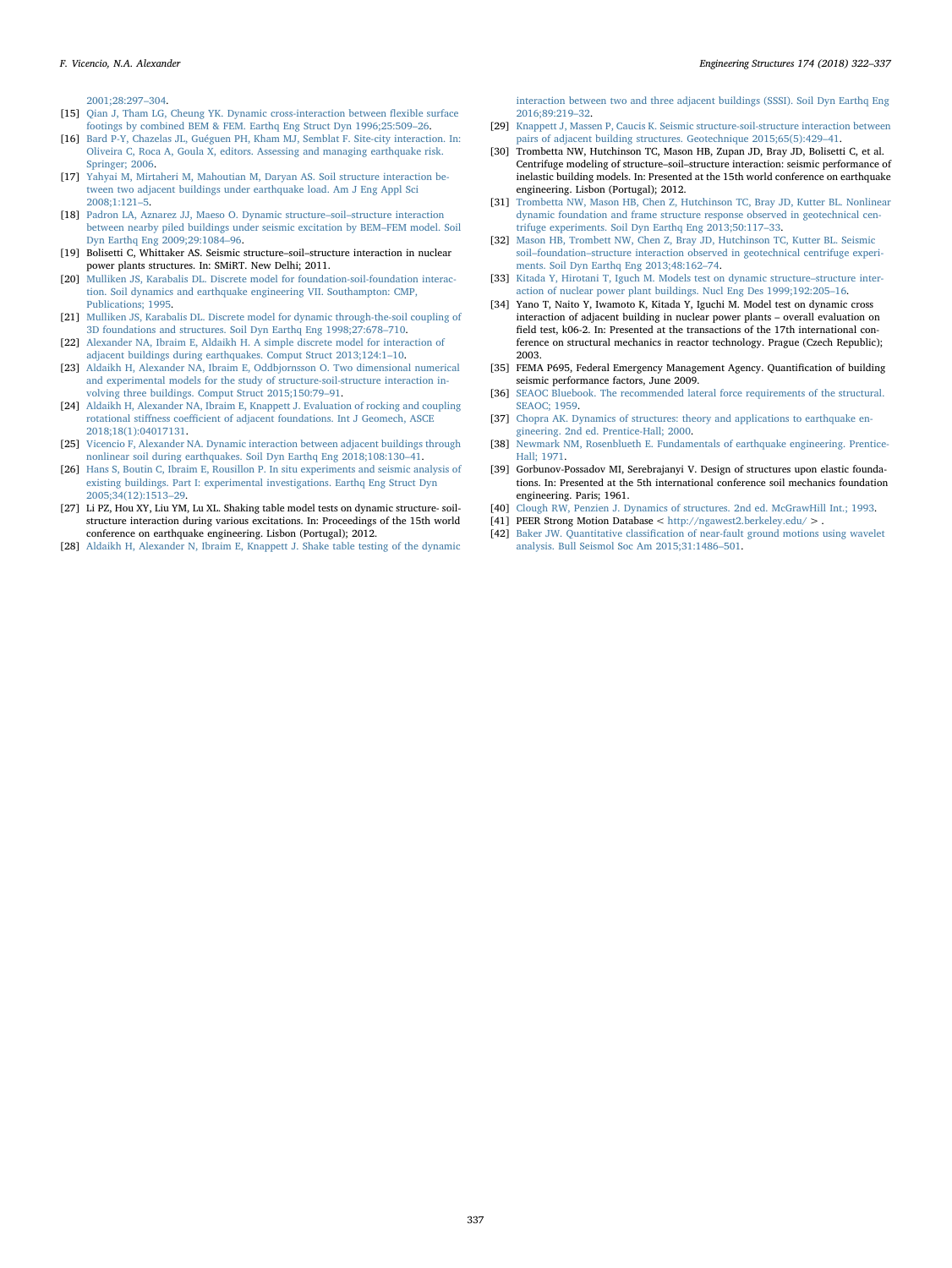2001;28:297–304.

[15] Qian J, Tham LG, Cheung YK. Dynamic cross-interaction between flexible surface footings by combined BEM & FEM. Earthq Eng Struct Dyn 1996;25:509–26.

[16] Bard P-Y, Chazelas JL, Guéguen PH, Kham MJ, Semblat F. Site-city interaction. In: Oliveira C, Roca A, Goula X, editors. Assessing and managing earthquake risk. Springer; 2006.

[17] Yahyai M, Mirtaheri M, Mahoutian M, Daryan AS. Soil structure interaction between two adjacent buildings under earthquake load. Am J Eng Appl Sci 2008;1:121–5.

[18] Padron LA, Aznarez JJ, Maeso O. Dynamic structure–soil–structure interaction between nearby piled buildings under seismic excitation by BEM–FEM model. Soil Dyn Earthq Eng 2009;29:1084–96.

[19] Bolisetti C, Whittaker AS. Seismic structure–soil–structure interaction in nuclear power plants structures. In: SMiRT. New Delhi; 2011.

[20] Mulliken JS, Karabalis DL. Discrete model for foundation-soil-foundation interaction. Soil dynamics and earthquake engineering VII. Southampton: CMP, Publications; 1995.

[21] Mulliken JS, Karabalis DL. Discrete model for dynamic through-the-soil coupling of 3D foundations and structures. Soil Dyn Earthq Eng 1998;27:678–710.

[22] Alexander NA, Ibraim E, Aldaikh H. A simple discrete model for interaction of adjacent buildings during earthquakes. Comput Struct 2013;124:1–10.

[23] Aldaikh H, Alexander NA, Ibraim E, Oddbjornsson O. Two dimensional numerical and experimental models for the study of structure-soil-structure interaction involving three buildings. Comput Struct 2015;150:79–91.

[24] Aldaikh H, Alexander NA, Ibraim E, Knappett J. Evaluation of rocking and coupling rotational stiffness coefficient of adjacent foundations. Int J Geomech, ASCE 2018;18(1):04017131.

[25] Vicencio F, Alexander NA. Dynamic interaction between adjacent buildings through nonlinear soil during earthquakes. Soil Dyn Earthq Eng 2018;108:130–41.

[26] Hans S, Boutin C, Ibraim E, Rousillon P. In situ experiments and seismic analysis of existing buildings. Part I: experimental investigations. Earthq Eng Struct Dyn 2005;34(12):1513–29.

[27] Li PZ, Hou XY, Liu YM, Lu XL. Shaking table model tests on dynamic structure- soil-structure interaction during various excitations. In: Proceedings of the 15th world conference on earthquake engineering. Lisbon (Portugal); 2012.

[28] Aldaikh H, Alexander N, Ibraim E, Knappett J. Shake table testing of the dynamic interaction between two and three adjacent buildings (SSSI). Soil Dyn Earthq Eng 2016;89:219–32.

[29] Knappett J, Massen P, Caucis K. Seismic structure-soil-structure interaction between pairs of adjacent building structures. Geotechnique 2015;65(5):429–41.

[30] Trombetta NW, Hutchinson TC, Mason HB, Zupan JD, Bray JD, Bolisetti C, et al. Centrifuge modeling of structure–soil–structure interaction: seismic performance of inelastic building models. In: Presented at the 15th world conference on earthquake engineering. Lisbon (Portugal); 2012.

[31] Trombetta NW, Mason HB, Chen Z, Hutchinson TC, Bray JD, Kutter BL. Nonlinear dynamic foundation and frame structure response observed in geotechnical centrifuge experiments. Soil Dyn Earthq Eng 2013;50:117–33.

[32] Mason HB, Trombett NW, Chen Z, Bray JD, Hutchinson TC, Kutter BL. Seismic soil–foundation–structure interaction observed in geotechnical centrifuge experiments. Soil Dyn Earthq Eng 2013;48:162–74.

[33] Kitada Y, Hirotani T, Iguch M. Models test on dynamic structure–structure interaction of nuclear power plant buildings. Nucl Eng Des 1999;192:205–16.

[34] Yano T, Naito Y, Iwamoto K, Kitada Y, Iguchi M. Model test on dynamic cross interaction of adjacent building in nuclear power plants – overall evaluation on field test, k06-2. In: Presented at the transactions of the 17th international conference on structural mechanics in reactor technology. Prague (Czech Republic); 2003.

[35] FEMA P695, Federal Emergency Management Agency. Quantification of building seismic performance factors, June 2009.

[36] SEAOC Bluebook. The recommended lateral force requirements of the structural. SEAOC; 1959.

[37] Chopra AK. Dynamics of structures: theory and applications to earthquake engineering. 2nd ed. Prentice-Hall; 2000.

[38] Newmark NM, Rosenblueth E. Fundamentals of earthquake engineering. Prentice-Hall; 1971.

[39] Gorbunov-Possadov MI, Serebrajanyi V. Design of structures upon elastic foundations. In: Presented at the 5th international conference soil mechanics foundation engineering. Paris; 1961.

[40] Clough RW, Penzien J. Dynamics of structures. 2nd ed. McGrawHill Int.; 1993.

[41] PEER Strong Motion Database < http://ngawest2.berkeley.edu/ > .

[42] Baker JW. Quantitative classification of near-fault ground motions using wavelet analysis. Bull Seismol Soc Am 2015;31:1486–501.